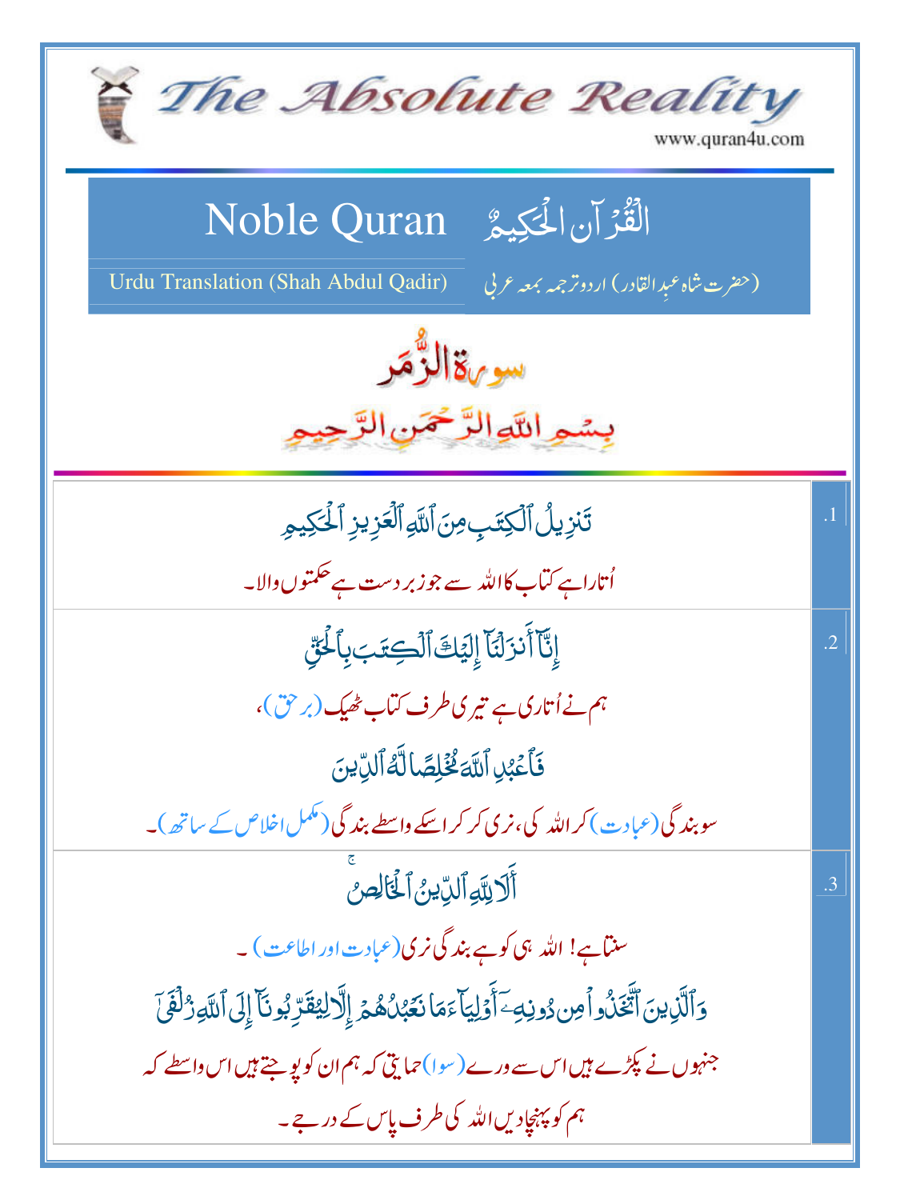# The Absolute Reality

www.quran4u.com

## Noble Quran — الْقُرْآنِ الْحَكِيمُ

Urdu Translation (Shah Abdul Qadir) — (حضرت شاہ عبدِالقادر) اردو ترجمہ بمعہ عربی

### سورة الزُّمَر

بِسۡمِ اللّٰہِ الرَّحۡمٰنِ الرَّحِیۡمِ

| | |
|---|---|
| .1 | تَنزِيلُ ٱلۡكِتَٰبِ مِنَ ٱللَّهِ ٱلۡعَزِيزِ ٱلۡحَكِيمِ<br>اُتارا ہے کتاب کا اللہ سے جو زبردست ہے حکمتوں والا۔ |
| .2 | إِنَّآ أَنزَلۡنَآ إِلَيۡكَ ٱلۡكِتَٰبَ بِٱلۡحَقِّ<br>ہم نے اُتاری ہے تیری طرف کتاب ٹھیک (برحق)،<br>فَٱعۡبُدِ ٱللَّهَ مُخۡلِصٗا لَّهُ ٱلدِّينَ<br>سو بندگی (عبادت) کر اللہ کی، نری کر کر اسکے واسطے بندگی (مکمل اخلاص کے ساتھ)۔ |
| .3 | أَلَا لِلَّهِ ٱلدِّينُ ٱلۡخَالِصُۚ<br>سنتا ہے! اللہ ہی کو ہے بندگی نری (عبادت اور اطاعت)۔<br>وَٱلَّذِينَ ٱتَّخَذُواْ مِن دُونِهِۦٓ أَوۡلِيَآءَ مَا نَعۡبُدُهُمۡ إِلَّا لِيُقَرِّبُونَآ إِلَى ٱللَّهِ زُلۡفَىٰٓ<br>جنہوں نے پکڑے ہیں اس سے ورے (سوا) حمایتی کہ ہم ان کو پوجتے ہیں اس واسطے کہ ہم کو پہنچا دیں اللہ کی طرف پاس کے درجے۔ |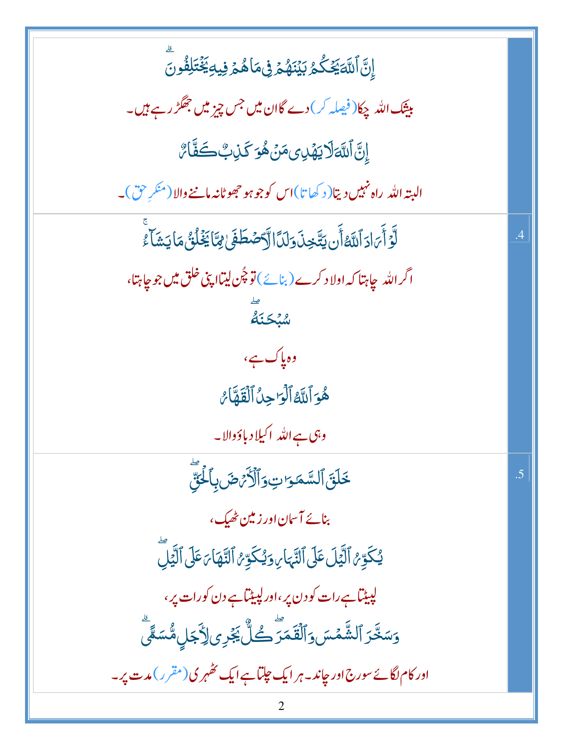إِنَّ ٱللَّهَ يَحْكُمُ بَيْنَهُمْ فِى مَا هُمْ فِيهِ يَخْتَلِفُونَ ۗ

بیشک اللہ چکا(فیصلہ کر) دے گا ان میں جس چیز میں جھگڑ رہے ہیں۔

إِنَّ ٱللَّهَ لَا يَهْدِى مَنْ هُوَ كَٰذِبٌ كَفَّارٌ

البتہ اللہ راہ نہیں دیتا(دکھاتا) اس کو جو ہو جھوٹا نہ ماننے والا(منکرِ حق)۔

4. لَّوْ أَرَادَ ٱللَّهُ أَن يَتَّخِذَ وَلَدًا لَّٱصْطَفَىٰ مِمَّا يَخْلُقُ مَا يَشَآءُ ۚ

اگر اللہ چاہتا کہ اولاد کرے(بنائے) تو چُن لیتا اپنی خلق میں جو چاہتا،

سُبْحَٰنَهُۥ ۖ

وہ پاک ہے،

هُوَ ٱللَّهُ ٱلْوَٰحِدُ ٱلْقَهَّارُ

وہی ہے اللہ اکیلا دباؤ والا۔

5. خَلَقَ ٱلسَّمَٰوَٰتِ وَٱلْأَرْضَ بِٱلْحَقِّ ۖ

بنائے آسمان اور زمین ٹھیک،

يُكَوِّرُ ٱلَّيْلَ عَلَى ٱلنَّهَارِ وَيُكَوِّرُ ٱلنَّهَارَ عَلَى ٱلَّيْلِ ۖ

لپیٹتا ہے رات کو دن پر، اور لپیٹتا ہے دن کو رات پر،

وَسَخَّرَ ٱلشَّمْسَ وَٱلْقَمَرَ ۖ كُلٌّ يَجْرِى لِأَجَلٍ مُّسَمًّى ۗ

اور کام لگائے سورج اور چاند۔ ہر ایک چلتا ہے ایک ٹھہری(مقرر) مدت پر۔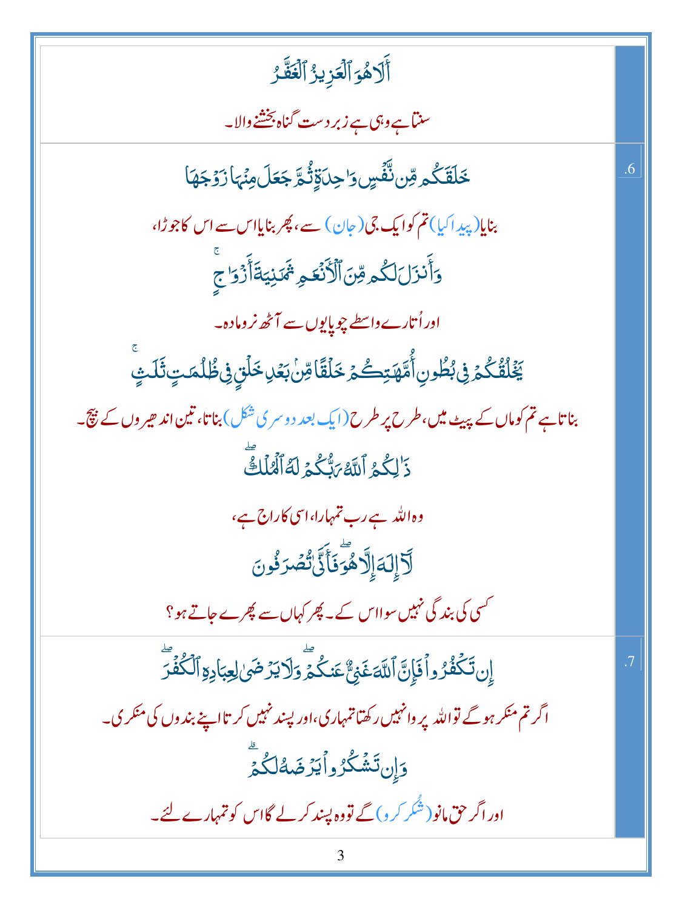أَلَا هُوَ ٱلْعَزِيزُ ٱلْغَفَّٰرُ

سنتا ہے وہی ہے زبردست گناہ بخشنے والا۔

.6

خَلَقَكُم مِّن نَّفْسٍ وَٰحِدَةٍ ثُمَّ جَعَلَ مِنْهَا زَوْجَهَا

بنایا (پیدا کیا) تم کو ایک جی (جان) سے، پھر بنایا اس سے اس کا جوڑا،

وَأَنزَلَ لَكُم مِّنَ ٱلْأَنْعَٰمِ ثَمَٰنِيَةَ أَزْوَٰجٍ

اور اُتارے واسطے چوپایوں سے آٹھ نر و مادہ۔

يَخْلُقُكُمْ فِى بُطُونِ أُمَّهَٰتِكُمْ خَلْقًا مِّنۢ بَعْدِ خَلْقٍ فِى ظُلُمَٰتٍ ثَلَٰثٍ

بناتا ہے تم کو ماں کے پیٹ میں، طرح پر طرح (ایک بعد دوسری شکل) بناتا، تین اندھیروں کے بیچ۔

ذَٰلِكُمُ ٱللَّهُ رَبُّكُمْ لَهُ ٱلْمُلْكُ

وہ اللہ ہے رب تمہارا، اسی کا راج ہے،

لَآ إِلَٰهَ إِلَّا هُوَ فَأَنَّىٰ تُصْرَفُونَ

کسی کی بندگی نہیں سوا اس کے۔ پھر کہاں سے پھرے جاتے ہو؟

.7

إِن تَكْفُرُوا۟ فَإِنَّ ٱللَّهَ غَنِىٌّ عَنكُمْ وَلَا يَرْضَىٰ لِعِبَادِهِ ٱلْكُفْرَ

اگر تم منکر ہوگے تو اللہ پروا نہیں رکھتا تمہاری، اور پسند نہیں کرتا اپنے بندوں کی منکری۔

وَإِن تَشْكُرُوا۟ يَرْضَهُ لَكُمْ

اور اگر حق مانو (شُکر کرو) گے تو وہ پسند کرلے گا اس کو تمہارے لئے۔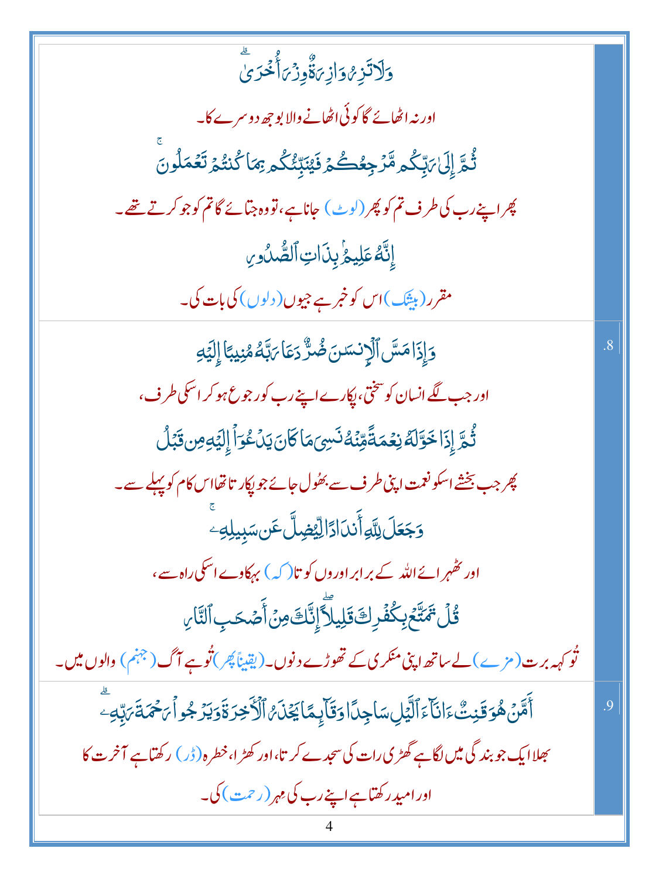| وَلَا تَزِرُ وَازِرَةٌ وِزْرَ أُخْرَىٰ ۗ | |
|---|---|
| اور نہ اٹھائے گا کوئی اٹھانے والا بوجھ دوسرے کا۔ | |
| ثُمَّ إِلَىٰ رَبِّكُم مَّرْجِعُكُمْ فَيُنَبِّئُكُم بِمَا كُنتُمْ تَعْمَلُونَ ۚ | |
| پھر اپنے رب کی طرف تم کو پھر (لوٹ) جانا ہے، تو وہ جتائے گا تم کو جو کرتے تھے۔ | |
| إِنَّهُ عَلِيمٌ بِذَاتِ الصُّدُورِ | |
| مقرر (بیشک) اس کو خبر ہے جیوں (دلوں) کی بات کی۔ | |
| وَإِذَا مَسَّ الْإِنسَانَ ضُرٌّ دَعَا رَبَّهُ مُنِيبًا إِلَيْهِ | .8 |
| اور جب لگے انسان کو سختی، پکارے اپنے رب کو رجوع ہو کر اسکی طرف، | |
| ثُمَّ إِذَا خَوَّلَهُ نِعْمَةً مِّنْهُ نَسِيَ مَا كَانَ يَدْعُو إِلَيْهِ مِن قَبْلُ | |
| پھر جب بخشے اسکو نعمت اپنی طرف سے بھُول جائے جو پکارتا تھا اس کام کو پہلے سے۔ | |
| وَجَعَلَ لِلَّهِ أَندَادًا لِّيُضِلَّ عَن سَبِيلِهِ ۚ | |
| اور ٹھہرائے اللہ کے برابر اوروں کو تا (کہ) بہکاوے اسکی راہ سے، | |
| قُلْ تَمَتَّعْ بِكُفْرِكَ قَلِيلًا ۖ إِنَّكَ مِنْ أَصْحَابِ النَّارِ | |
| تُو کہہ برت (مزے) لے ساتھ اپنی منکری کے تھوڑے دنوں۔ (یقیناً پھر) تُو ہے آگ (جہنم) والوں میں۔ | |
| أَمَّنْ هُوَ قَانِتٌ آنَاءَ اللَّيْلِ سَاجِدًا وَقَائِمًا يَحْذَرُ الْآخِرَةَ وَيَرْجُو رَحْمَةَ رَبِّهِ ۗ | .9 |
| بھلا ایک جو بندگی میں لگا ہے گھڑی رات کی سجدے کرتا، اور کھڑا، خطرہ (ڈر) رکھتا ہے آخرت کا اور امید رکھتا ہے اپنے رب کی مہر (رحمت) کی۔ | |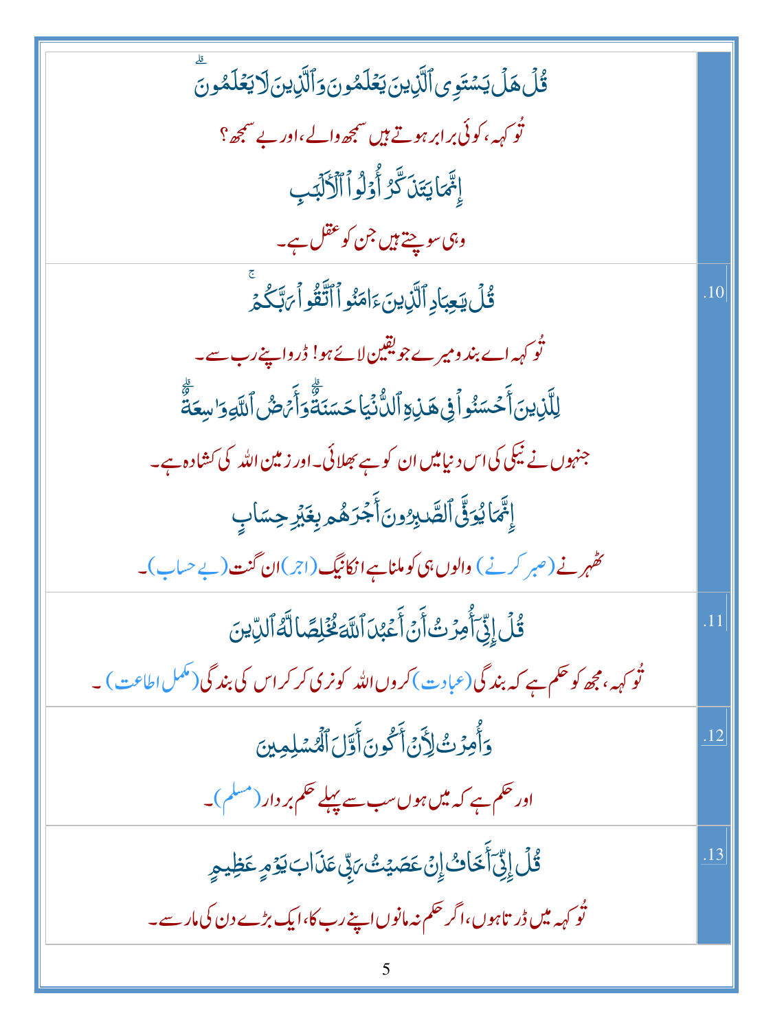| | |
|---|---|
| قُلۡ هَلۡ يَسۡتَوِى ٱلَّذِينَ يَعۡلَمُونَ وَٱلَّذِينَ لَا يَعۡلَمُونَ ۗ<br>تُو کہہ، کوئی برابر ہوتے ہیں سمجھ والے، اور بے سمجھ؟<br>إِنَّمَا يَتَذَكَّرُ أُوْلُواْ ٱلۡأَلۡبَٰبِ<br>وہی سوچتے ہیں جن کو عقل ہے۔ | |
| قُلۡ يَٰعِبَادِ ٱلَّذِينَ ءَامَنُواْ ٱتَّقُواْ رَبَّكُمۡ ۚ<br>تُو کہہ اے بندو میرے جو یقین لائے ہو! ڈرو اپنے رب سے۔<br>لِلَّذِينَ أَحۡسَنُواْ فِى هَٰذِهِ ٱلدُّنۡيَا حَسَنَةٌ ۗ وَأَرۡضُ ٱللَّهِ وَٰسِعَةٌ ۗ<br>جنہوں نے نیکی کی اس دنیا میں ان کو ہے بھلائی۔ اور زمین اللہ کی کشادہ ہے۔<br>إِنَّمَا يُوَفَّى ٱلصَّٰبِرُونَ أَجۡرَهُم بِغَيۡرِ حِسَابٍ<br>ٹھہرنے (صبر کرنے) والوں ہی کو ملتا ہے انکا نیگ (اجر) ان گنت (بے حساب)۔ | .10 |
| قُلۡ إِنِّىٓ أُمِرۡتُ أَنۡ أَعۡبُدَ ٱللَّهَ مُخۡلِصًا لَّهُ ٱلدِّينَ<br>تُو کہہ، مجھ کو حکم ہے کہ بندگی (عبادت) کروں اللہ کو نری کر کر اس کی بندگی (مکمل اطاعت)۔ | .11 |
| وَأُمِرۡتُ لِأَنۡ أَكُونَ أَوَّلَ ٱلۡمُسۡلِمِينَ<br>اور حکم ہے کہ میں ہوں سب سے پہلے حکم بردار (مسلم)۔ | .12 |
| قُلۡ إِنِّىٓ أَخَافُ إِنۡ عَصَيۡتُ رَبِّى عَذَابَ يَوۡمٍ عَظِيمٍ<br>تُو کہہ میں ڈرتا ہوں، اگر حکم نہ مانوں اپنے رب کا، ایک بڑے دن کی مار سے۔ | .13 |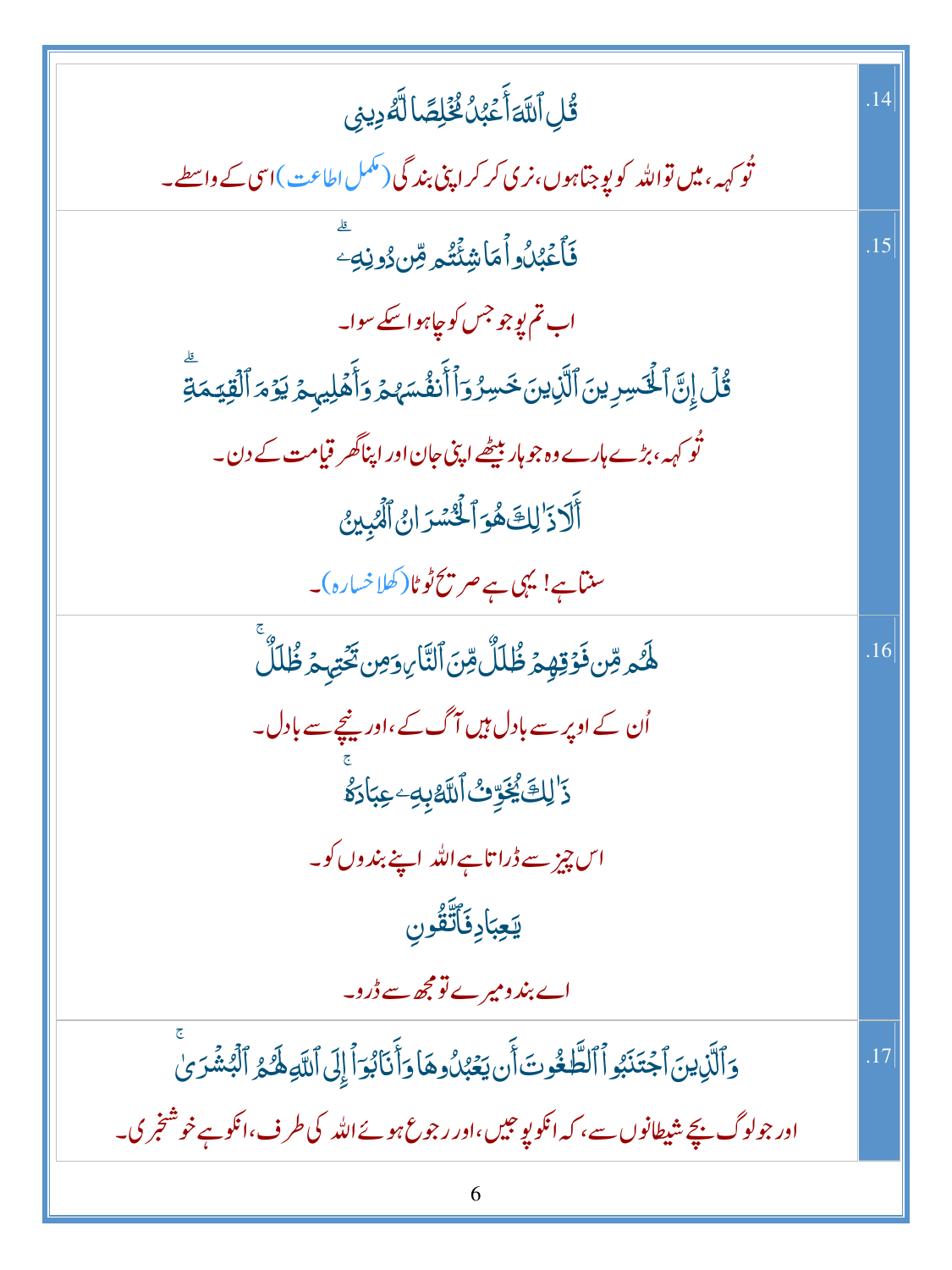| | | |
|---|---|---|
| قُلِ ٱللَّهَ أَعْبُدُ مُخْلِصًا لَّهُۥ دِينِى<br><br>تُو کہہ، میں تو اللہ کو پوجتا ہوں، نری کر کر اپنی بندگی (مکمل اطاعت) اسی کے واسطے۔ | .14 |
| فَٱعْبُدُوا۟ مَا شِئْتُم مِّن دُونِهِۦ ۗ<br><br>اب تم پوجو جس کو چاہو اسکے سوا۔<br><br>قُلْ إِنَّ ٱلْخَـٰسِرِينَ ٱلَّذِينَ خَسِرُوٓا۟ أَنفُسَهُمْ وَأَهْلِيهِمْ يَوْمَ ٱلْقِيَـٰمَةِ ۗ<br><br>تُو کہہ، بڑے ہارے وہ جو ہار بیٹھے اپنی جان اور اپنا گھر قیامت کے دن۔<br><br>أَلَا ذَٰلِكَ هُوَ ٱلْخُسْرَانُ ٱلْمُبِينُ<br><br>سنتا ہے! یہی ہے صریح ٹوٹا (کھلا خسارہ)۔ | .15 |
| لَهُم مِّن فَوْقِهِمْ ظُلَلٌ مِّنَ ٱلنَّارِ وَمِن تَحْتِهِمْ ظُلَلٌ ۚ<br><br>اُن کے اوپر سے بادل ہیں آگ کے، اور نیچے سے بادل۔<br><br>ذَٰلِكَ يُخَوِّفُ ٱللَّهُ بِهِۦ عِبَادَهُۥ ۚ<br><br>اس چیز سے ڈراتا ہے اللہ اپنے بندوں کو۔<br><br>يَـٰعِبَادِ فَٱتَّقُونِ<br><br>اے بندو میرے تو مجھ سے ڈرو۔ | .16 |
| وَٱلَّذِينَ ٱجْتَنَبُوا۟ ٱلطَّـٰغُوتَ أَن يَعْبُدُوهَا وَأَنَابُوٓا۟ إِلَى ٱللَّهِ لَهُمُ ٱلْبُشْرَىٰ ۚ<br><br>اور جو لوگ بچے شیطانوں سے، کہ انکو پوجیں، اور رجوع ہوئے اللہ کی طرف، انکو ہے خوشخبری۔ | .17 |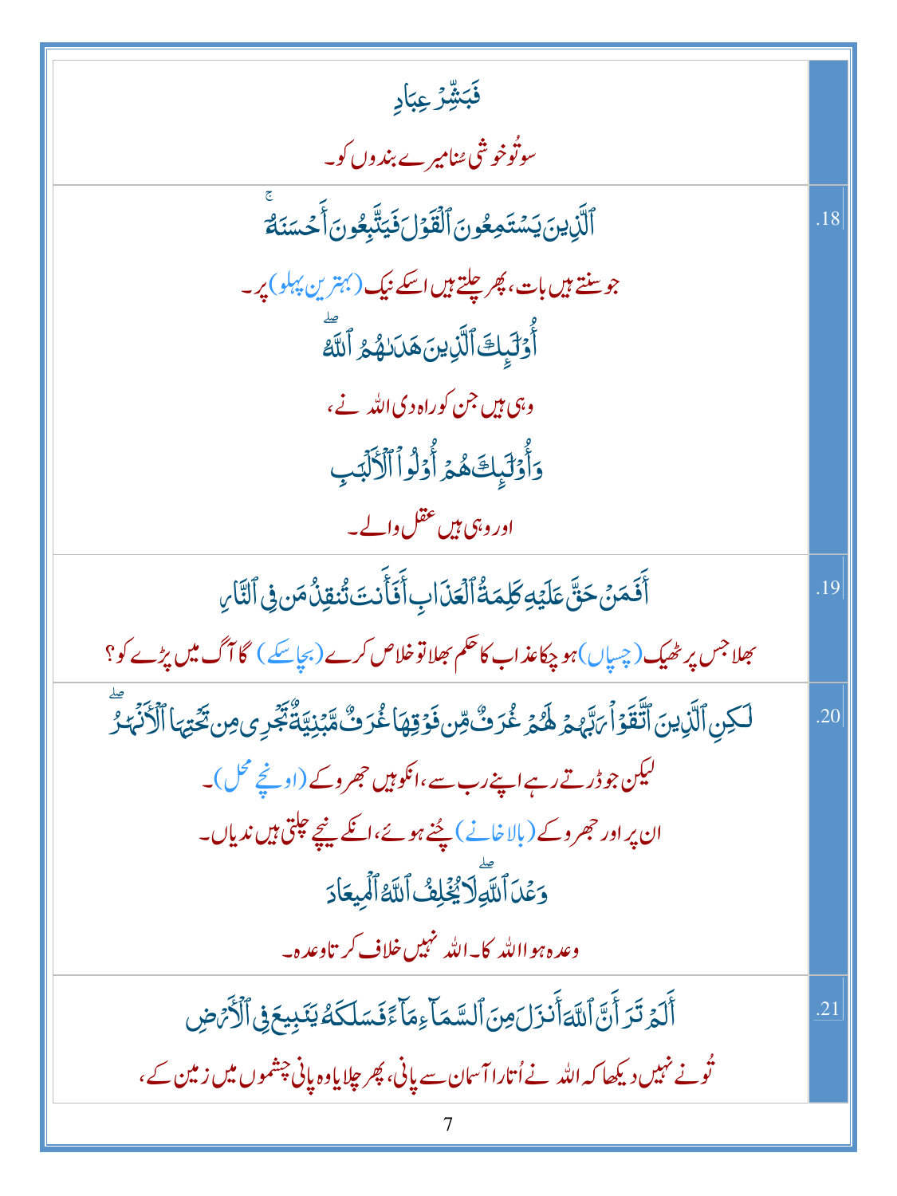| | |
|---|---|
| فَبَشِّرۡ عِبَادِ<br>سو تُو خوشی سُنا میرے بندوں کو۔ | |
| ٱلَّذِينَ يَسۡتَمِعُونَ ٱلۡقَوۡلَ فَيَتَّبِعُونَ أَحۡسَنَهُۥٓۚ<br>جو سنتے ہیں بات، پھر چلتے ہیں اسکے نیک (بہترین پہلو) پر۔<br>أُوْلَٰٓئِكَ ٱلَّذِينَ هَدَىٰهُمُ ٱللَّهُۖ<br>وہی ہیں جن کو راہ دی اللہ نے،<br>وَأُوْلَٰٓئِكَ هُمۡ أُوْلُواْ ٱلۡأَلۡبَٰبِ<br>اور وہی ہیں عقل والے۔ | .18 |
| أَفَمَنۡ حَقَّ عَلَيۡهِ كَلِمَةُ ٱلۡعَذَابِ أَفَأَنتَ تُنقِذُ مَن فِي ٱلنَّارِ<br>بھلا جس پر ٹھیک (چسپاں) ہو چکا عذاب کا حکم بھلا تو خلاص کرے (بچا سکے) گا آگ میں پڑے کو؟ | .19 |
| لَٰكِنِ ٱلَّذِينَ ٱتَّقَوۡاْ رَبَّهُمۡ لَهُمۡ غُرَفٞ مِّن فَوۡقِهَا غُرَفٞ مَّبۡنِيَّةٞ تَجۡرِي مِن تَحۡتِهَا ٱلۡأَنۡهَٰرُۖ<br>لیکن جو ڈرتے رہے اپنے رب سے، انکو ہیں جھروکے (اونچے محل)۔<br>ان پر اور جھروکے (بالاخانے) چُنے ہوئے، انکے نیچے چلتی ہیں ندیاں۔<br>وَعۡدَ ٱللَّهِۖ لَا يُخۡلِفُ ٱللَّهُ ٱلۡمِيعَادَ<br>وعدہ ہوا اللہ کا۔ اللہ نہیں خلاف کرتا وعدہ۔ | .20 |
| أَلَمۡ تَرَ أَنَّ ٱللَّهَ أَنزَلَ مِنَ ٱلسَّمَآءِ مَآءٗ فَسَلَكَهُۥ يَنَٰبِيعَ فِي ٱلۡأَرۡضِ<br>تُو نے نہیں دیکھا کہ اللہ نے اُتارا آسمان سے پانی، پھر چلایا وہ پانی چشموں میں زمین کے، | .21 |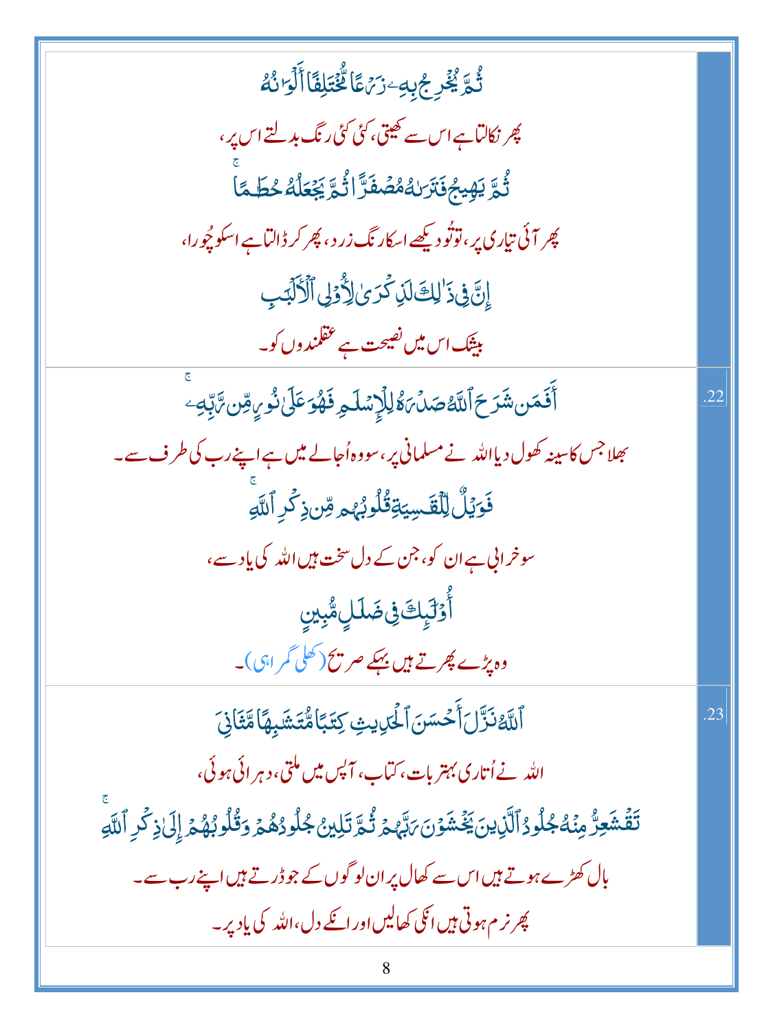ثُمَّ يُخْرِجُ بِهِۦ زَرْعًا مُّخْتَلِفًا أَلْوَٰنُهُۥ

پھر نکالتا ہے اس سے کھیتی، کئی کئی رنگ بدلتے اس پر،

ثُمَّ يَهِيجُ فَتَرَىٰهُ مُصْفَرًّا ثُمَّ يَجْعَلُهُۥ حُطَٰمًا ۚ

پھر آئی تیاری پر، تو تُو دیکھے اسکا رنگ زرد، پھر کر ڈالتا ہے اسکو چُورا،

إِنَّ فِى ذَٰلِكَ لَذِكْرَىٰ لِأُو۟لِى ٱلْأَلْبَٰبِ

بیشک اس میں نصیحت ہے عقلمندوں کو۔

.22

أَفَمَن شَرَحَ ٱللَّهُ صَدْرَهُۥ لِلْإِسْلَٰمِ فَهُوَ عَلَىٰ نُورٍ مِّن رَّبِّهِۦ ۚ

بھلا جس کا سینہ کھول دیا اللہ نے مسلمانی پر، سو وہ اُجالے میں ہے اپنے رب کی طرف سے۔

فَوَيْلٌ لِّلْقَٰسِيَةِ قُلُوبُهُم مِّن ذِكْرِ ٱللَّهِ ۚ

سو خرابی ہے ان کو، جن کے دل سخت ہیں اللہ کی یاد سے،

أُو۟لَٰٓئِكَ فِى ضَلَٰلٍ مُّبِينٍ

وہ پڑے پھرتے ہیں بہکے صریح (کھلی گمراہی)۔

.23

ٱللَّهُ نَزَّلَ أَحْسَنَ ٱلْحَدِيثِ كِتَٰبًا مُّتَشَٰبِهًا مَّثَانِىَ

اللہ نے اُتاری بہتر بات، کتاب، آپس میں ملتی، دہرائی ہوئی،

تَقْشَعِرُّ مِنْهُ جُلُودُ ٱلَّذِينَ يَخْشَوْنَ رَبَّهُمْ ثُمَّ تَلِينُ جُلُودُهُمْ وَقُلُوبُهُمْ إِلَىٰ ذِكْرِ ٱللَّهِ ۚ

بال کھڑے ہوتے ہیں اس سے کھال پر ان لوگوں کے جو ڈرتے ہیں اپنے رب سے۔

پھر نرم ہوتی ہیں انکی کھالیں اور انکے دل، اللہ کی یاد پر۔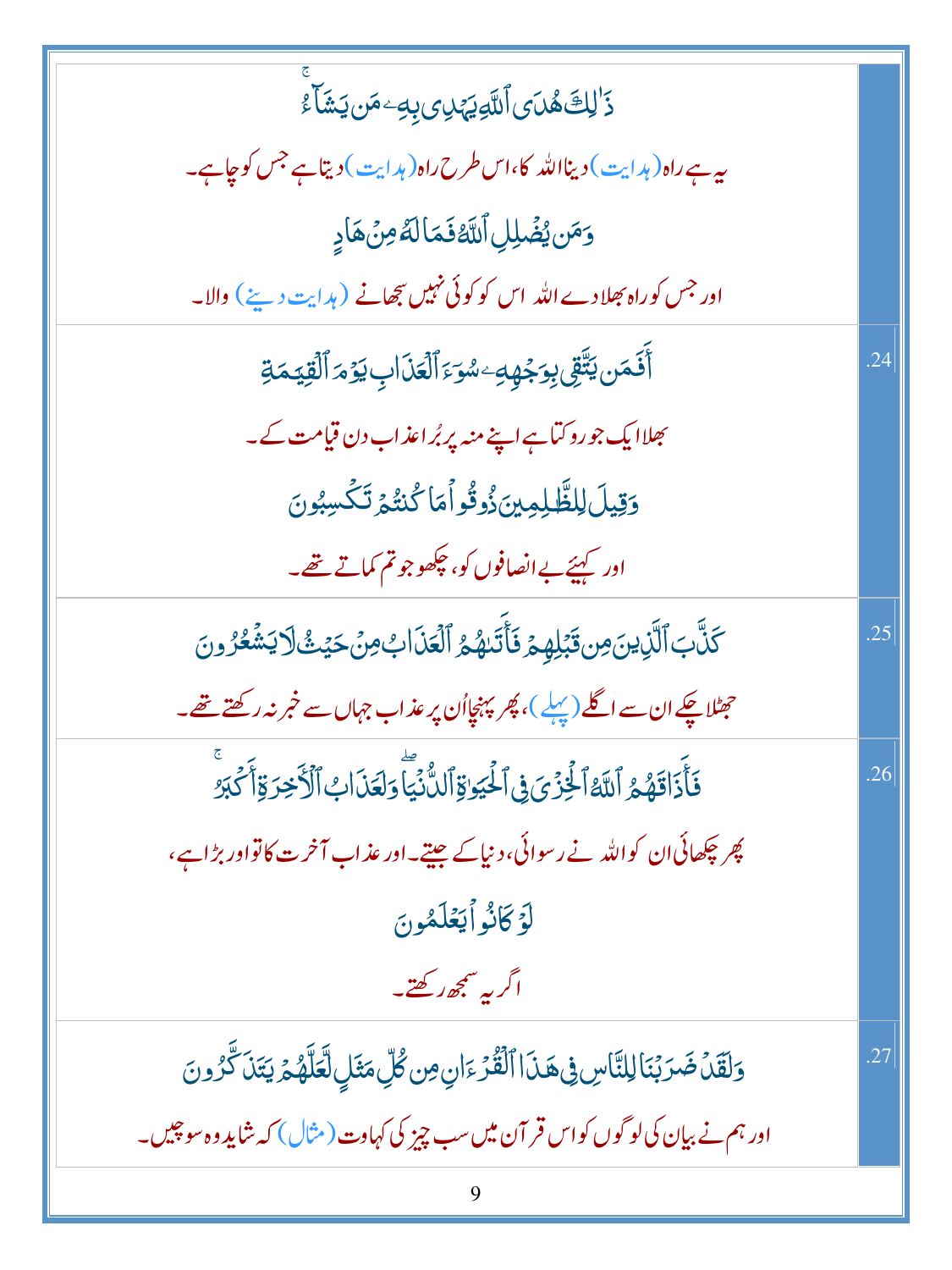| | |
|---|---|
| ذَٰلِكَ هُدَى ٱللَّهِ يَهۡدِي بِهِۦ مَن يَشَآءُۚ<br>یہ ہے راہ (ہدایت) دینا اللہ کا، اس طرح راہ (ہدایت) دیتا ہے جس کو چاہے۔<br>وَمَن يُضۡلِلِ ٱللَّهُ فَمَا لَهُۥ مِنۡ هَادٍ<br>اور جس کو راہ بھلا دے اللہ اس کو کوئی نہیں سجھانے (ہدایت دینے) والا۔ | |
| أَفَمَن يَتَّقِي بِوَجۡهِهِۦ سُوٓءَ ٱلۡعَذَابِ يَوۡمَ ٱلۡقِيَٰمَةِ<br>بھلا ایک جو روکتا ہے اپنے منہ پر بُرا عذاب دن قیامت کے۔<br>وَقِيلَ لِلظَّٰلِمِينَ ذُوقُواْ مَا كُنتُمۡ تَكۡسِبُونَ<br>اور کہیئے بے انصافوں کو، چکھو جو تم کماتے تھے۔ | .24 |
| كَذَّبَ ٱلَّذِينَ مِن قَبۡلِهِمۡ فَأَتَىٰهُمُ ٱلۡعَذَابُ مِنۡ حَيۡثُ لَا يَشۡعُرُونَ<br>جھٹلا چکے ان سے اگلے (پہلے)، پھر پہنچا اُن پر عذاب جہاں سے خبر نہ رکھتے تھے۔ | .25 |
| فَأَذَاقَهُمُ ٱللَّهُ ٱلۡخِزۡيَ فِي ٱلۡحَيَوٰةِ ٱلدُّنۡيَاۖ وَلَعَذَابُ ٱلۡأٓخِرَةِ أَكۡبَرُۚ<br>پھر چکھائی ان کو اللہ نے رسوائی، دنیا کے جیتے۔ اور عذاب آخرت کا تو اور بڑا ہے،<br>لَوۡ كَانُواْ يَعۡلَمُونَ<br>اگر یہ سمجھ رکھتے۔ | .26 |
| وَلَقَدۡ ضَرَبۡنَا لِلنَّاسِ فِي هَٰذَا ٱلۡقُرۡءَانِ مِن كُلِّ مَثَلٖ لَّعَلَّهُمۡ يَتَذَكَّرُونَ<br>اور ہم نے بیان کی لوگوں کو اس قرآن میں سب چیز کی کہاوت (مثال) کہ شاید وہ سوچیں۔ | .27 |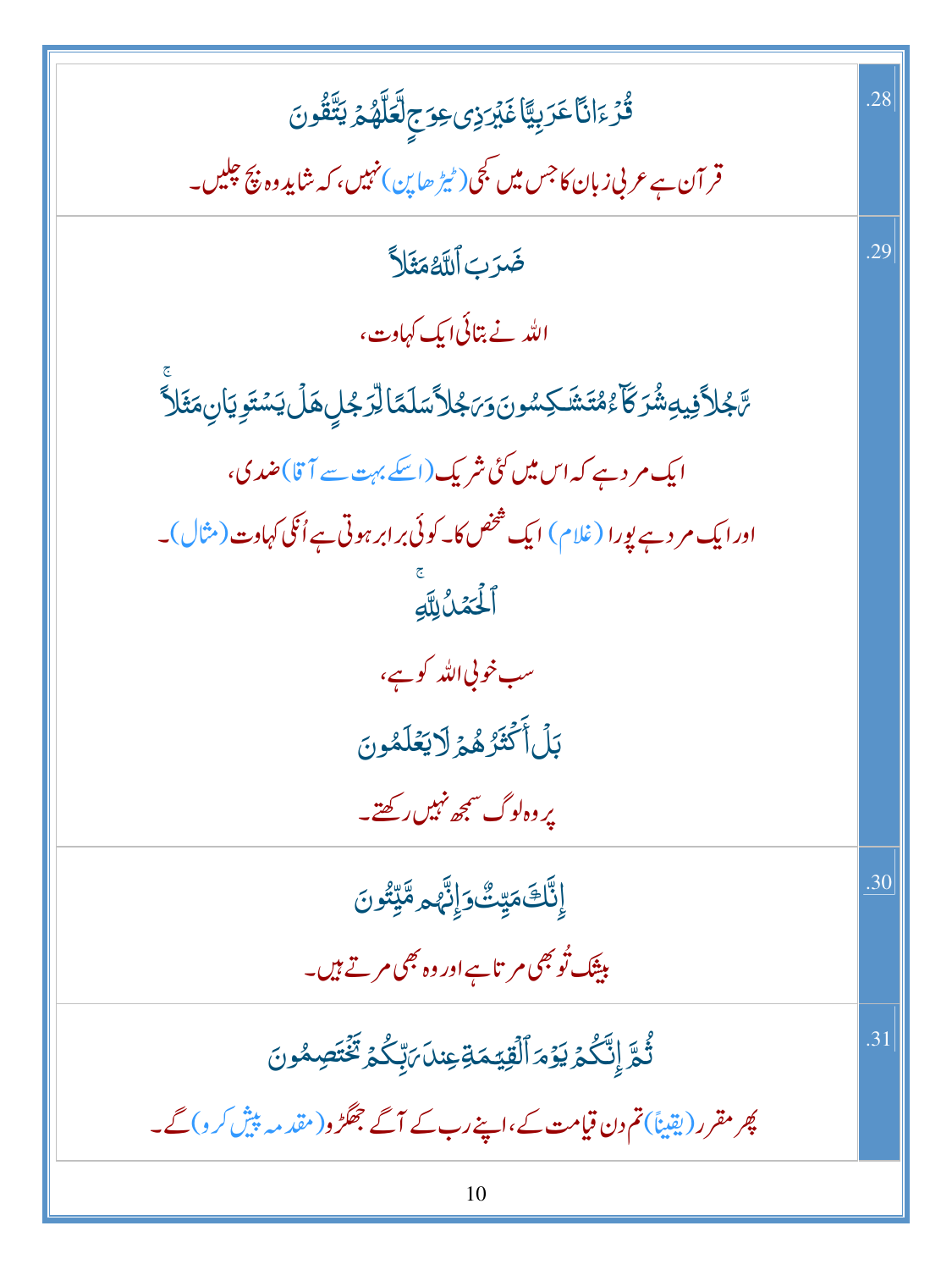| | |
|---|---|
| قُرۡءَانًا عَرَبِيًّا غَيۡرَ ذِي عِوَجٍ لَّعَلَّهُمۡ يَتَّقُونَ<br>قرآن ہے عربی زبان کا جس میں کجی (ٹیڑھاپن) نہیں، کہ شاید وہ بچ چلیں۔ | .28 |
| ضَرَبَ ٱللَّهُ مَثَلًا<br>اللہ نے بتائی ایک کہاوت،<br>رَّجُلًا فِيهِ شُرَكَآءُ مُتَشَٰكِسُونَ وَرَجُلًا سَلَمًا لِّرَجُلٍ هَلۡ يَسۡتَوِيَانِ مَثَلًا<br>ایک مرد ہے کہ اس میں کئی شریک (اسکے بہت سے آقا) ضدی،<br>اور ایک مرد ہے پورا (غلام) ایک شخص کا۔ کوئی برابر ہوتی ہے اُنکی کہاوت (مثال)۔<br>ٱلۡحَمۡدُ لِلَّهِ<br>سب خوبی اللہ کو ہے،<br>بَلۡ أَكۡثَرُهُمۡ لَا يَعۡلَمُونَ<br>پر وہ لوگ سمجھ نہیں رکھتے۔ | .29 |
| إِنَّكَ مَيِّتٌ وَإِنَّهُم مَّيِّتُونَ<br>بیشک تُو بھی مرتا ہے اور وہ بھی مرتے ہیں۔ | .30 |
| ثُمَّ إِنَّكُمۡ يَوۡمَ ٱلۡقِيَٰمَةِ عِندَ رَبِّكُمۡ تَخۡتَصِمُونَ<br>پھر مقرر (یقیناً) تم دن قیامت کے، اپنے رب کے آگے جھگڑو (مقدمہ پیش کرو) گے۔ | .31 |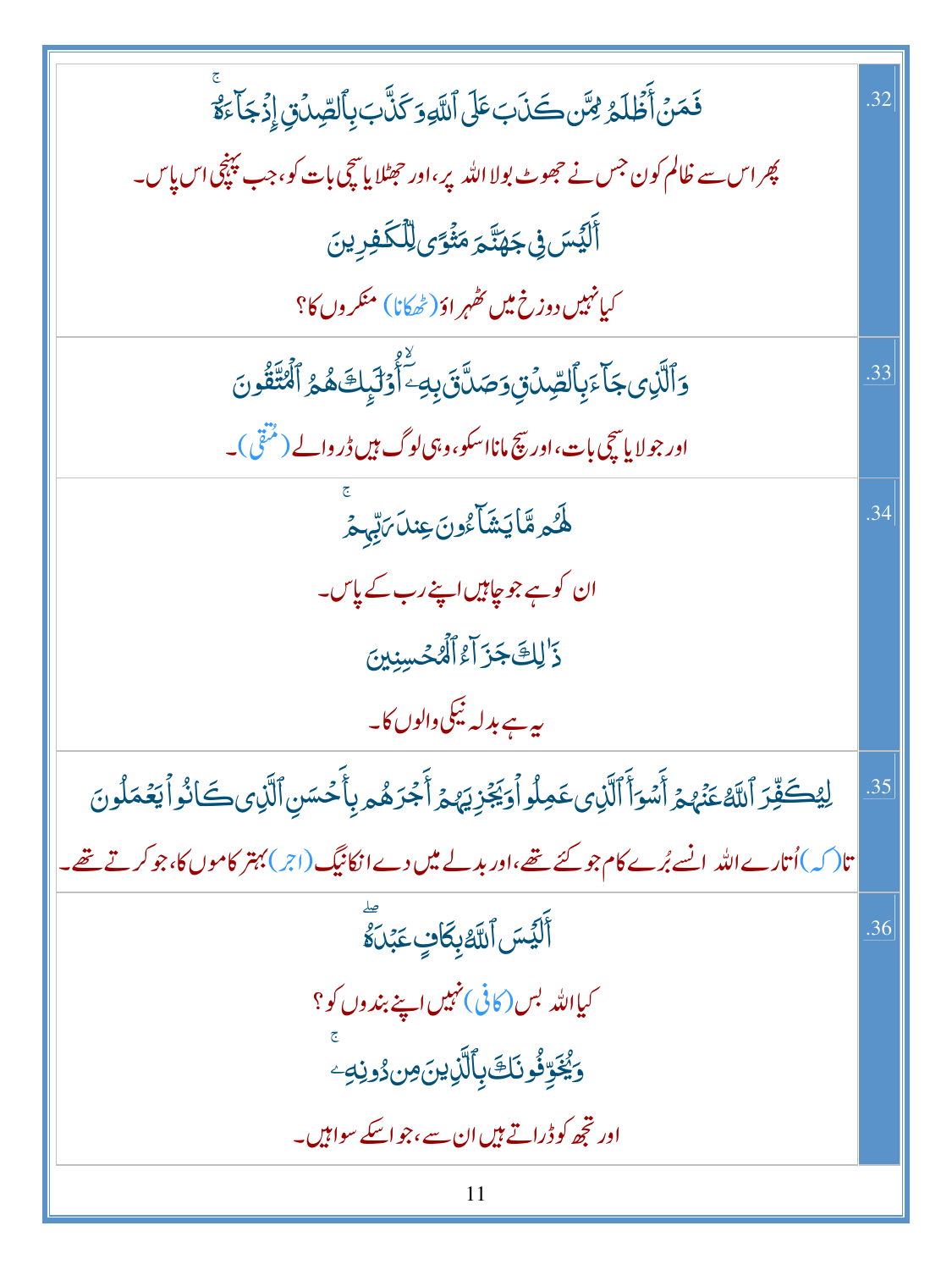| | |
|---|---|
| .32 | فَمَنۡ أَظۡلَمُ مِمَّن كَذَبَ عَلَى ٱللَّهِ وَكَذَّبَ بِٱلصِّدۡقِ إِذۡ جَآءَهُۥٓۚ<br>پھر اس سے ظالم کون جس نے جھوٹ بولا اللہ پر، اور جھٹلایا سچی بات کو، جب پہنچی اس پاس۔<br>أَلَيۡسَ فِي جَهَنَّمَ مَثۡوًى لِّلۡكَٰفِرِينَ<br>کیا نہیں دوزخ میں ٹھہراؤ (ٹھکانا) منکروں کا؟ |
| .33 | وَٱلَّذِي جَآءَ بِٱلصِّدۡقِ وَصَدَّقَ بِهِۦٓ أُوْلَٰٓئِكَ هُمُ ٱلۡمُتَّقُونَ<br>اور جو لایا سچی بات، اور سچ مانا اسکو، وہی لوگ ہیں ڈر والے (متقی)۔ |
| .34 | لَهُم مَّا يَشَآءُونَ عِندَ رَبِّهِمۡۚ<br>ان کو ہے جو چاہیں اپنے رب کے پاس۔<br>ذَٰلِكَ جَزَآءُ ٱلۡمُحۡسِنِينَ<br>یہ ہے بدلہ نیکی والوں کا۔ |
| .35 | لِيُكَفِّرَ ٱللَّهُ عَنۡهُمۡ أَسۡوَأَ ٱلَّذِي عَمِلُواْ وَيَجۡزِيَهُمۡ أَجۡرَهُم بِأَحۡسَنِ ٱلَّذِي كَانُواْ يَعۡمَلُونَ<br>تا (کہ) اُتارے اللہ انسے بُرے کام جو کئے تھے، اور بدلے میں دے انکا نیگ (اجر) بہتر کاموں کا، جو کرتے تھے۔ |
| .36 | أَلَيۡسَ ٱللَّهُ بِكَافٍ عَبۡدَهُۥۖ<br>کیا اللہ بس (کافی) نہیں اپنے بندوں کو؟<br>وَيُخَوِّفُونَكَ بِٱلَّذِينَ مِن دُونِهِۦۚ<br>اور تجھ کو ڈراتے ہیں ان سے، جو اسکے سوا ہیں۔ |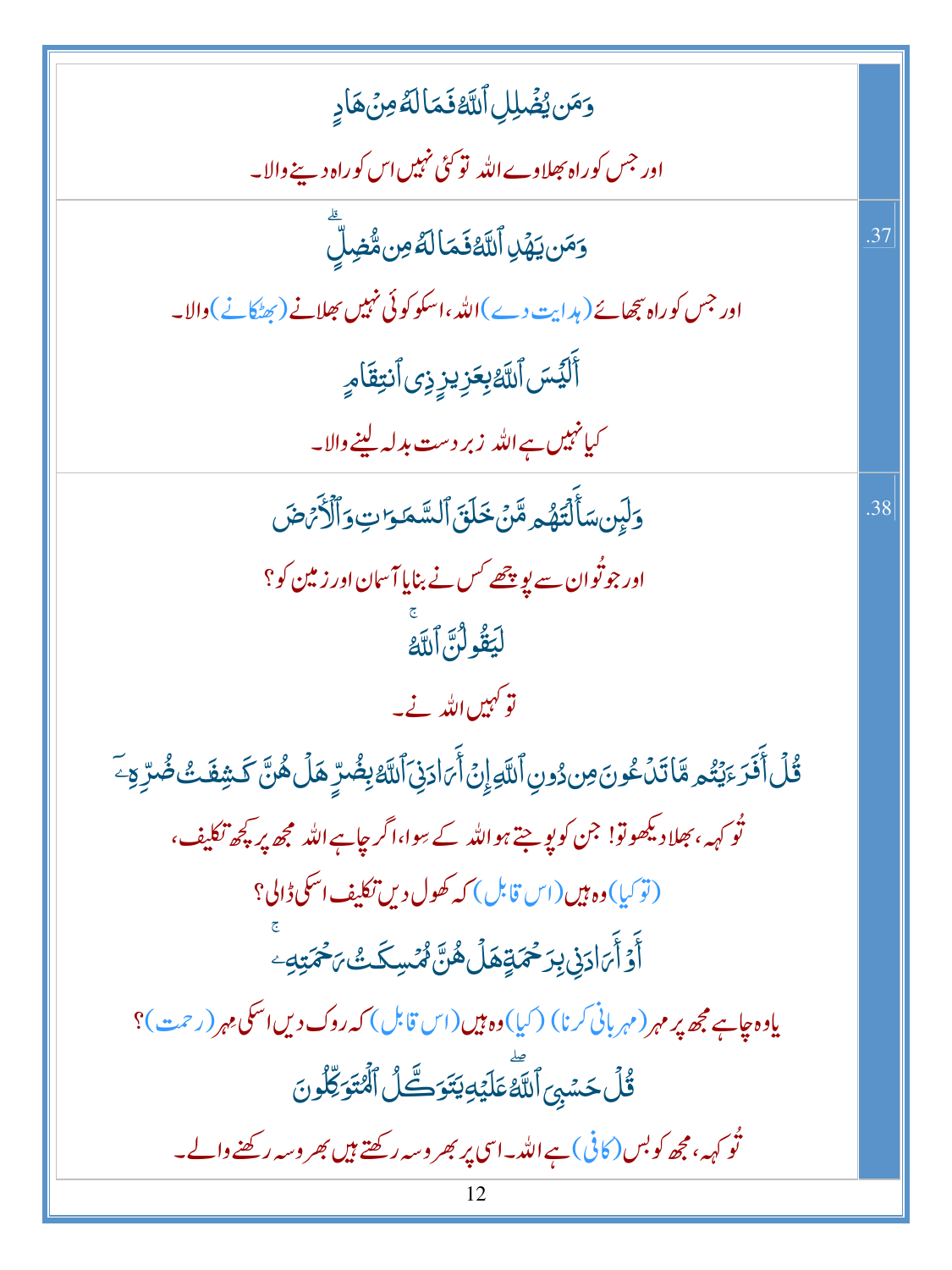وَمَن يُضۡلِلِ ٱللَّهُ فَمَا لَهُۥ مِنۡ هَادٖ

اور جس کو راہ بھلاوے اللہ تو کوئی نہیں اس کو راہ دینے والا۔

.37

وَمَن يَهۡدِ ٱللَّهُ فَمَا لَهُۥ مِن مُّضِلٍّۗ

اور جس کو راہ سجھائے (ہدایت دے) اللہ، اسکو کوئی نہیں بھلانے (بھٹکانے) والا۔

أَلَيۡسَ ٱللَّهُ بِعَزِيزٖ ذِي ٱنتِقَامٖ

کیا نہیں ہے اللہ زبردست بدلہ لینے والا۔

.38

وَلَئِن سَأَلۡتَهُم مَّنۡ خَلَقَ ٱلسَّمَٰوَٰتِ وَٱلۡأَرۡضَ

اور جو تُو ان سے پوچھے کس نے بنایا آسمان اور زمین کو؟

لَيَقُولُنَّ ٱللَّهُۚ

تو کہیں اللہ نے۔

قُلۡ أَفَرَءَيۡتُم مَّا تَدۡعُونَ مِن دُونِ ٱللَّهِ إِنۡ أَرَادَنِيَ ٱللَّهُ بِضُرٍّ هَلۡ هُنَّ كَٰشِفَٰتُ ضُرِّهِۦٓ

تُو کہہ، بھلا دیکھو تو! جن کو پوجتے ہو اللہ کے سوا، اگر چاہے اللہ مجھ پر کچھ تکلیف،

(تو کیا) وہ ہیں (اس قابل) کہ کھول دیں تکلیف اسکی ڈالی؟

أَوۡ أَرَادَنِي بِرَحۡمَةٍ هَلۡ هُنَّ مُمۡسِكَٰتُ رَحۡمَتِهِۦۚ

یا وہ چاہے مجھ پر مہر (مہربانی کرنا) (کیا) وہ ہیں (اس قابل) کہ روک دیں اسکی مہر (رحمت)؟

قُلۡ حَسۡبِيَ ٱللَّهُۖ عَلَيۡهِ يَتَوَكَّلُ ٱلۡمُتَوَكِّلُونَ

تُو کہہ، مجھ کو بس (کافی) ہے اللہ۔ اسی پر بھروسہ رکھتے ہیں بھروسہ رکھنے والے۔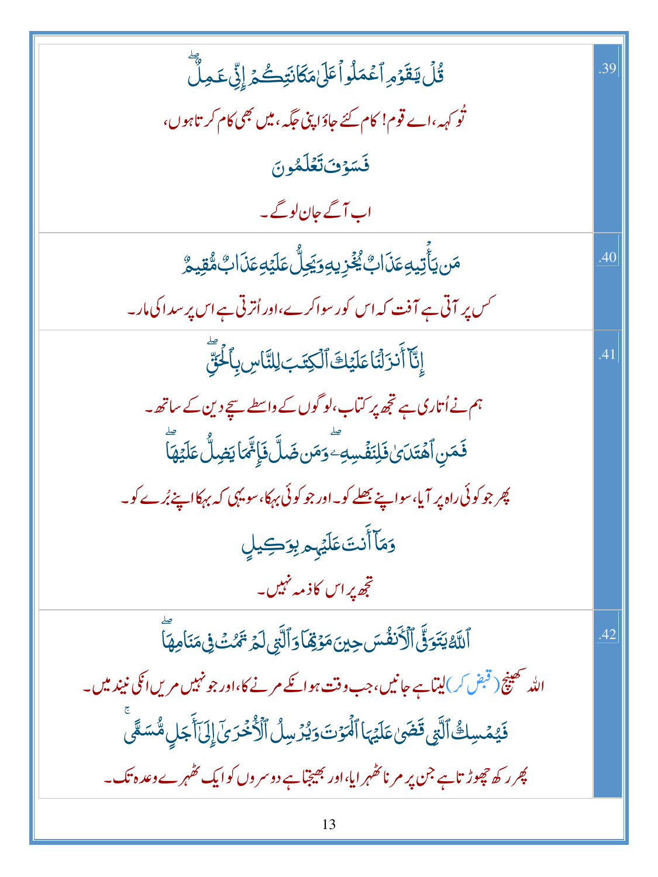| | |
|---|---|
| .39 | قُلۡ يَـٰقَوۡمِ ٱعۡمَلُواْ عَلَىٰ مَكَانَتِكُمۡ إِنِّى عَـٰمِلٌ ۖ<br>تُو کہہ، اے قوم! کام کئے جاؤ اپنی جگہ، میں بھی کام کرتا ہوں،<br>فَسَوۡفَ تَعۡلَمُونَ<br>اب آگے جان لوگے۔ |
| .40 | مَن يَأۡتِيهِ عَذَابٌ يُخۡزِيهِ وَيَحِلُّ عَلَيۡهِ عَذَابٌ مُّقِيمٌ<br>کس پر آتی ہے آفت کہ اس کو رسوا کرے، اور اُترتی ہے اس پر سدا کی مار۔ |
| .41 | إِنَّآ أَنزَلۡنَا عَلَيۡكَ ٱلۡكِتَـٰبَ لِلنَّاسِ بِٱلۡحَقِّ ۖ<br>ہم نے اُتاری ہے تجھ پر کتاب، لوگوں کے واسطے سچے دین کے ساتھ۔<br>فَمَنِ ٱهۡتَدَىٰ فَلِنَفۡسِهِۦ ۖ وَمَن ضَلَّ فَإِنَّمَا يَضِلُّ عَلَيۡهَا ۖ<br>پھر جو کوئی راہ پر آیا، سو اپنے بھلے کو۔ اور جو کوئی بہکا، سو یہی کہ بہکا اپنے بُرے کو۔<br>وَمَآ أَنتَ عَلَيۡهِم بِوَكِيلٍ<br>تجھ پر اس کا ذمہ نہیں۔ |
| .42 | ٱللَّهُ يَتَوَفَّى ٱلۡأَنفُسَ حِينَ مَوۡتِهَا وَٱلَّتِى لَمۡ تَمُتۡ فِى مَنَامِهَا ۖ<br>اللہ کھینچ (قبض کر) لیتا ہے جانیں، جب وقت ہو انکے مرنے کا، اور جو نہیں مریں انکی نیند میں۔<br>فَيُمۡسِكُ ٱلَّتِى قَضَىٰ عَلَيۡهَا ٱلۡمَوۡتَ وَيُرۡسِلُ ٱلۡأُخۡرَىٰٓ إِلَىٰٓ أَجَلٍ مُّسَمًّى ۚ<br>پھر رکھ چھوڑتا ہے جن پر مرنا ٹھہرایا، اور بھیجتا ہے دوسروں کو ایک ٹھہرے وعدہ تک۔ |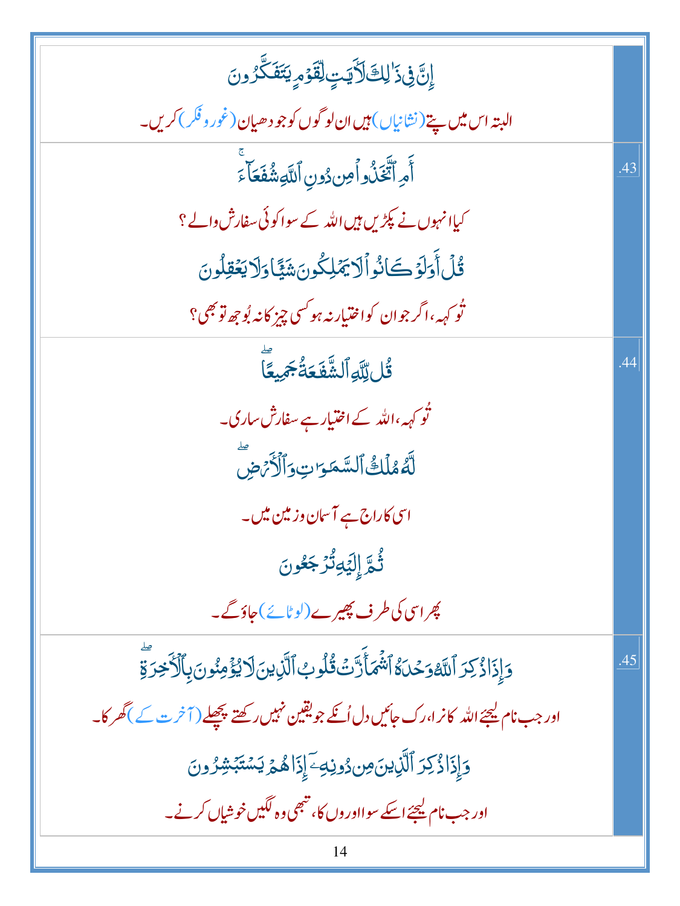| | |
|---|---|
| إِنَّ فِي ذَٰلِكَ لَآيَاتٍ لِّقَوْمٍ يَتَفَكَّرُونَ<br><br>البتہ اس میں پتے (نشانیاں) ہیں ان لوگوں کو جو دھیان (غور و فکر) کریں۔ | |
| أَمِ اتَّخَذُوا مِن دُونِ اللَّهِ شُفَعَاءَ<br><br>کیا انہوں نے پکڑیں ہیں اللہ کے سوا کوئی سفارش والے ؟<br><br>قُلْ أَوَلَوْ كَانُوا لَا يَمْلِكُونَ شَيْئًا وَلَا يَعْقِلُونَ<br><br>تُو کہہ، اگر جو ان کو اختیار نہ ہو کسی چیز کا نہ بُوجھ تو بھی ؟ | .43 |
| قُل لِّلَّهِ الشَّفَاعَةُ جَمِيعًا<br><br>تُو کہہ، اللہ کے اختیار ہے سفارش ساری۔<br><br>لَّهُ مُلْكُ السَّمَاوَاتِ وَالْأَرْضِ<br><br>اسی کا راج ہے آسمان و زمین میں۔<br><br>ثُمَّ إِلَيْهِ تُرْجَعُونَ<br><br>پھر اسی کی طرف پھیرے (لوٹائے) جاؤ گے۔ | .44 |
| وَإِذَا ذُكِرَ اللَّهُ وَحْدَهُ اشْمَأَزَّتْ قُلُوبُ الَّذِينَ لَا يُؤْمِنُونَ بِالْآخِرَةِ<br><br>اور جب نام لیجئے اللہ کا نرا، رک جائیں دل اُنکے جو یقین نہیں رکھتے پچھلے (آخرت کے) گھر کا۔<br><br>وَإِذَا ذُكِرَ الَّذِينَ مِن دُونِهِ إِذَا هُمْ يَسْتَبْشِرُونَ<br><br>اور جب نام لیجئے اسکے سوا اوروں کا، تبھی وہ لگیں خوشیاں کرنے۔ | .45 |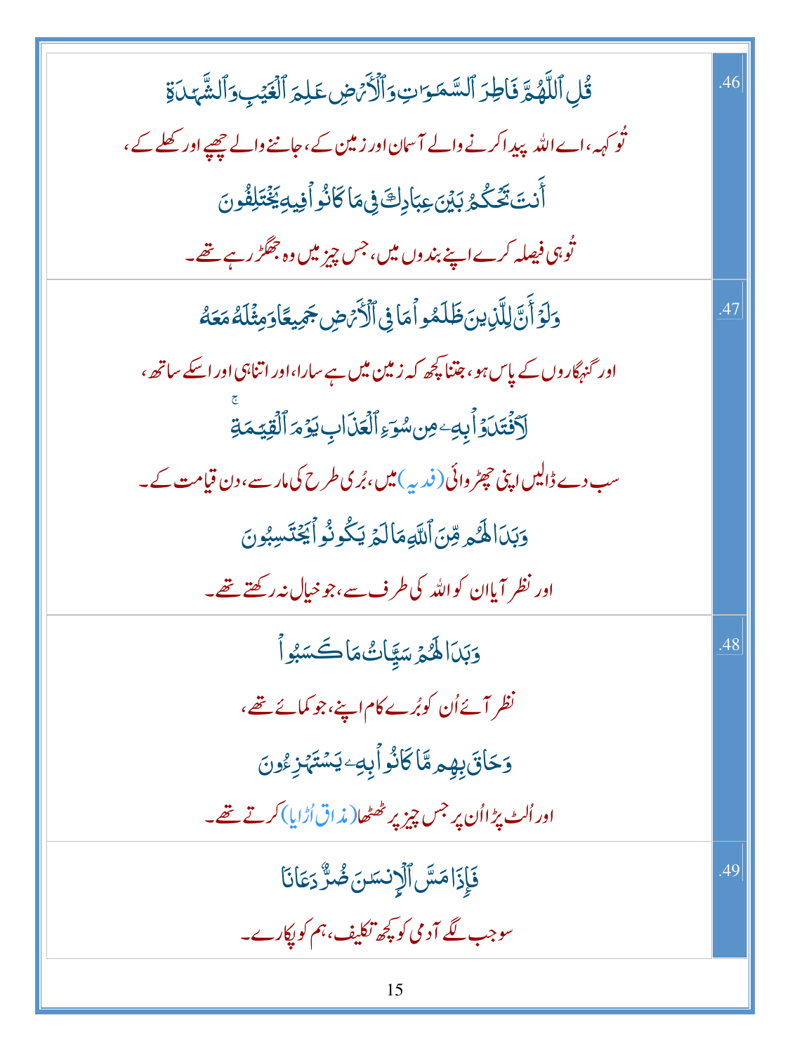| | |
|---|---|
| قُلِ ٱللَّهُمَّ فَاطِرَ ٱلسَّمَٰوَٰتِ وَٱلْأَرْضِ عَٰلِمَ ٱلْغَيْبِ وَٱلشَّهَٰدَةِ<br>تُو کہہ، اے اللہ پیدا کرنے والے آسمان اور زمین کے، جاننے والے چھپے اور کھلے کے،<br>أَنتَ تَحْكُمُ بَيْنَ عِبَادِكَ فِى مَا كَانُوا۟ فِيهِ يَخْتَلِفُونَ<br>تُو ہی فیصلہ کرے اپنے بندوں میں، جس چیز میں وہ جھگڑ رہے تھے۔ | .46 |
| وَلَوْ أَنَّ لِلَّذِينَ ظَلَمُوا۟ مَا فِى ٱلْأَرْضِ جَمِيعًا وَمِثْلَهُۥ مَعَهُۥ<br>اور گنہگاروں کے پاس ہو، جتنا کچھ کہ زمین میں ہے سارا، اور اتنا ہی اور اسکے ساتھ،<br>لَٱفْتَدَوْا۟ بِهِۦ مِن سُوٓءِ ٱلْعَذَابِ يَوْمَ ٱلْقِيَٰمَةِ ۚ<br>سب دے ڈالیں اپنی چھڑوائی (فدیہ) میں، بُری طرح کی مار سے، دن قیامت کے۔<br>وَبَدَا لَهُم مِّنَ ٱللَّهِ مَا لَمْ يَكُونُوا۟ يَحْتَسِبُونَ<br>اور نظر آیا ان کو اللہ کی طرف سے، جو خیال نہ رکھتے تھے۔ | .47 |
| وَبَدَا لَهُمْ سَيِّـَٔاتُ مَا كَسَبُوا۟<br>نظر آئے اُن کو بُرے کام اپنے، جو کمائے تھے،<br>وَحَاقَ بِهِم مَّا كَانُوا۟ بِهِۦ يَسْتَهْزِءُونَ<br>اور اُلٹ پڑا اُن پر جس چیز پر ٹھٹھا (مذاق اُڑایا) کرتے تھے۔ | .48 |
| فَإِذَا مَسَّ ٱلْإِنسَٰنَ ضُرٌّ دَعَانَا<br>سو جب لگے آدمی کو کچھ تکلیف، ہم کو پکارے۔ | .49 |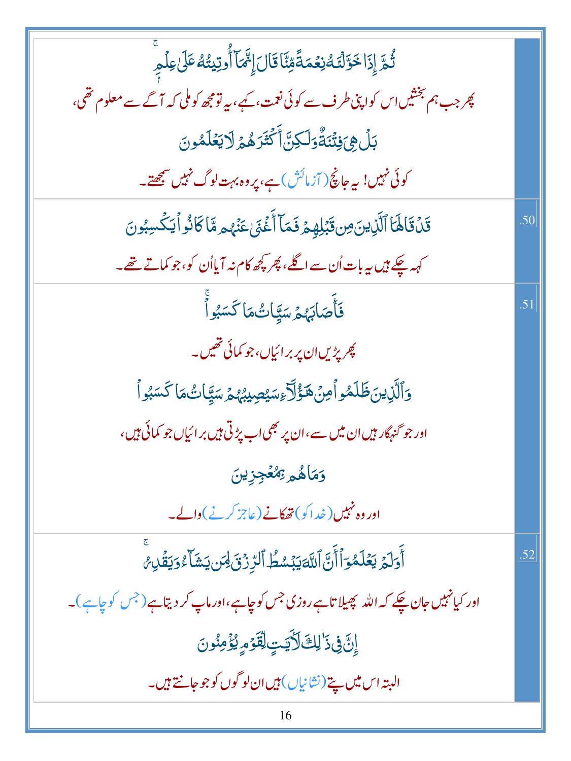| | |
|---|---|
| ثُمَّ إِذَا خَوَّلْنَٰهُ نِعْمَةً مِّنَّا قَالَ إِنَّمَآ أُوتِيتُهُۥ عَلَىٰ عِلْمٍۭ ۚ<br>پھر جب ہم بخشیں اس کو اپنی طرف سے کوئی نعمت، کہے، یہ تو مجھ کو ملی کہ آگے سے معلوم تھی،<br>بَلْ هِىَ فِتْنَةٌ وَلَٰكِنَّ أَكْثَرَهُمْ لَا يَعْلَمُونَ<br>کوئی نہیں! یہ جانچ (آزمائش) ہے، پر وہ بہت لوگ نہیں سمجھتے۔ | |
| قَدْ قَالَهَا ٱلَّذِينَ مِن قَبْلِهِمْ فَمَآ أَغْنَىٰ عَنْهُم مَّا كَانُوا۟ يَكْسِبُونَ<br>کہہ چکے ہیں یہ بات اُن سے اگلے، پھر کچھ کام نہ آیا اُن کو، جو کماتے تھے۔ | .50 |
| فَأَصَابَهُمْ سَيِّـَٔاتُ مَا كَسَبُوا۟ ۚ<br>پھر پڑیں ان پر برائیاں، جو کمائی تھیں۔<br>وَٱلَّذِينَ ظَلَمُوا۟ مِنْ هَٰٓؤُلَآءِ سَيُصِيبُهُمْ سَيِّـَٔاتُ مَا كَسَبُوا۟<br>اور جو گنہگار ہیں ان میں سے، ان پر بھی اب پڑتی ہیں برائیاں جو کمائی ہیں،<br>وَمَا هُم بِمُعْجِزِينَ<br>اور وہ نہیں (خدا کو) تھکانے (عاجز کرنے) والے۔ | .51 |
| أَوَلَمْ يَعْلَمُوٓا۟ أَنَّ ٱللَّهَ يَبْسُطُ ٱلرِّزْقَ لِمَن يَشَآءُ وَيَقْدِرُ ۚ<br>اور کیا نہیں جان چکے کہ اللہ پھیلاتا ہے روزی جس کو چاہے، اور ماپ کر دیتا ہے (جس کو چاہے)۔<br>إِنَّ فِى ذَٰلِكَ لَءَايَٰتٍ لِّقَوْمٍ يُؤْمِنُونَ<br>البتہ اس میں پتے (نشانیاں) ہیں ان لوگوں کو جو جانتے ہیں۔ | .52 |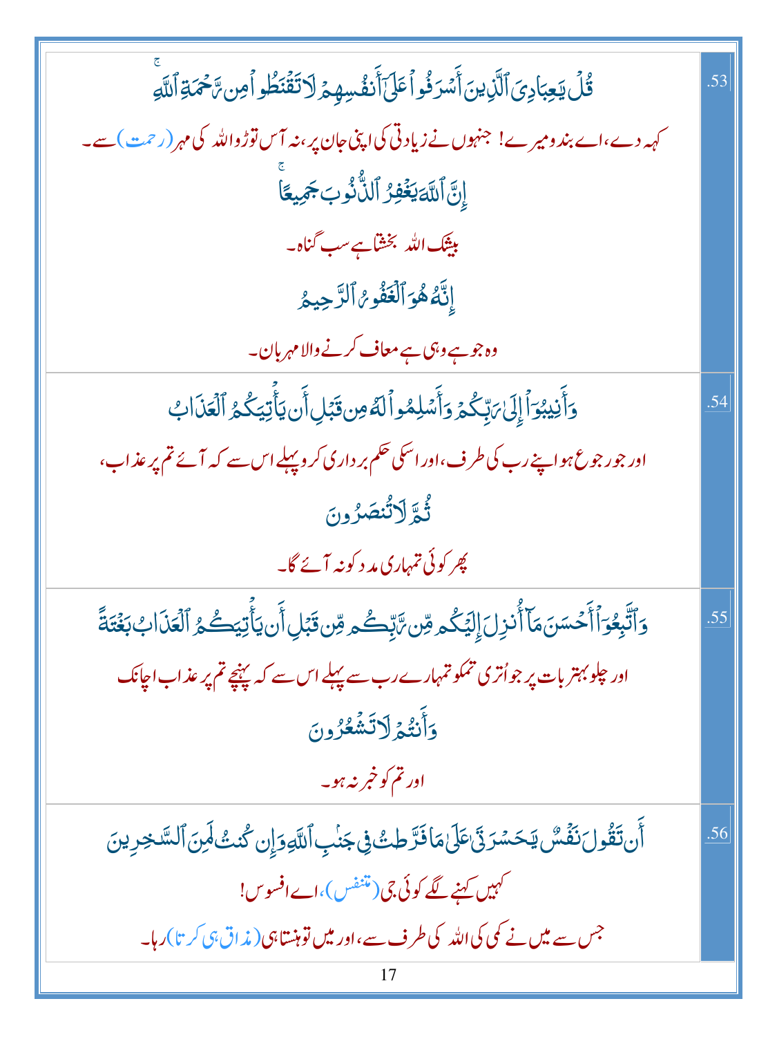| | |
|---|---|
| قُلۡ يَٰعِبَادِيَ ٱلَّذِينَ أَسۡرَفُواْ عَلَىٰٓ أَنفُسِهِمۡ لَا تَقۡنَطُواْ مِن رَّحۡمَةِ ٱللَّهِۚ<br>کہہ دے، اے بندو میرے! جنہوں نے زیادتی کی اپنی جان پر، نہ آس توڑو اللہ کی مہر (رحمت) سے۔<br>إِنَّ ٱللَّهَ يَغۡفِرُ ٱلذُّنُوبَ جَمِيعًاۚ<br>بیشک اللہ بخشتا ہے سب گناہ۔<br>إِنَّهُۥ هُوَ ٱلۡغَفُورُ ٱلرَّحِيمُ<br>وہ جو ہے وہی ہے معاف کرنے والا مہربان۔ | .53 |
| وَأَنِيبُوٓاْ إِلَىٰ رَبِّكُمۡ وَأَسۡلِمُواْ لَهُۥ مِن قَبۡلِ أَن يَأۡتِيَكُمُ ٱلۡعَذَابُ<br>اور رجوع ہو اپنے رب کی طرف، اور اسکی حکم برداری کرو پہلے اس سے کہ آئے تم پر عذاب،<br>ثُمَّ لَا تُنصَرُونَ<br>پھر کوئی تمہاری مدد کو نہ آئے گا۔ | .54 |
| وَٱتَّبِعُوٓاْ أَحۡسَنَ مَآ أُنزِلَ إِلَيۡكُم مِّن رَّبِّكُم مِّن قَبۡلِ أَن يَأۡتِيَكُمُ ٱلۡعَذَابُ بَغۡتَةً<br>اور چلو بہتر بات پر جو اُتری تمکو تمہارے رب سے پہلے اس سے کہ پہنچے تم پر عذاب اچانک<br>وَأَنتُمۡ لَا تَشۡعُرُونَ<br>اور تم کو خبر نہ ہو۔ | .55 |
| أَن تَقُولَ نَفۡسٌ يَٰحَسۡرَتَىٰ عَلَىٰ مَا فَرَّطتُ فِي جَنۢبِ ٱللَّهِ وَإِن كُنتُ لَمِنَ ٱلسَّٰخِرِينَ<br>کہیں کہنے لگے کوئی جی (متنفس)، اے افسوس!<br>جس سے میں نے کمی کی اللہ کی طرف سے، اور میں تو ہنستا ہی (مذاق ہی کرتا) رہا۔ | .56 |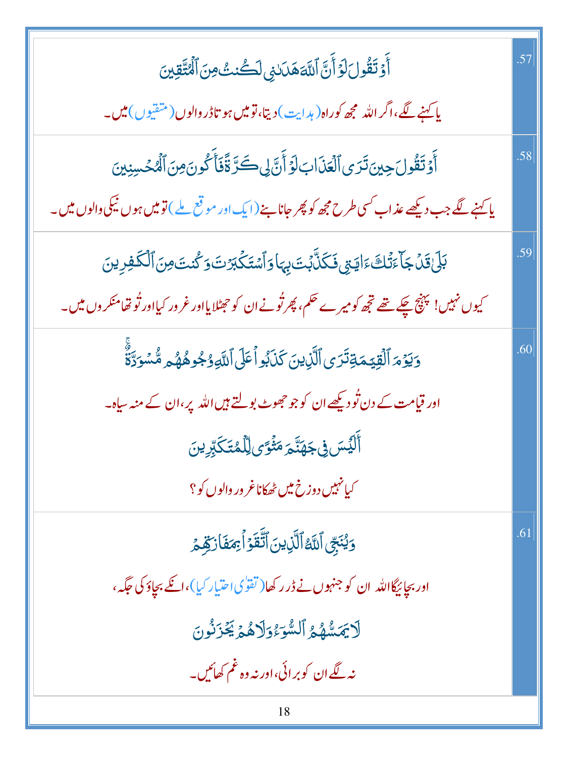| | |
|---|---|
| أَوۡ تَقُولَ لَوۡ أَنَّ ٱللَّهَ هَدَىٰنِي لَكُنتُ مِنَ ٱلۡمُتَّقِينَ<br><br>یا کہنے لگے، اگر اللہ مجھ کو راہ (ہدایت) دیتا، تو میں ہوتا ڈر والوں (متقیوں) میں۔ | .57 |
| أَوۡ تَقُولَ حِينَ تَرَى ٱلۡعَذَابَ لَوۡ أَنَّ لِي كَرَّةً فَأَكُونَ مِنَ ٱلۡمُحۡسِنِينَ<br><br>یا کہنے لگے جب دیکھے عذاب کسی طرح مجھ کو پھر جانا بنے (ایک اور موقع ملے) تو میں ہوں نیکی والوں میں۔ | .58 |
| بَلَىٰ قَدۡ جَآءَتۡكَ ءَايَٰتِي فَكَذَّبۡتَ بِهَا وَٱسۡتَكۡبَرۡتَ وَكُنتَ مِنَ ٱلۡكَٰفِرِينَ<br><br>کیوں نہیں! پہنچ چکے تھے تجھ کو میرے حکم، پھر تُو نے ان کو جھٹلایا اور غرور کیا اور تُو تھا منکروں میں۔ | .59 |
| وَيَوۡمَ ٱلۡقِيَٰمَةِ تَرَى ٱلَّذِينَ كَذَبُواْ عَلَى ٱللَّهِ وُجُوهُهُم مُّسۡوَدَّةٌۚ<br><br>اور قیامت کے دن تُو دیکھے ان کو جو جھوٹ بولتے ہیں اللہ پر، ان کے منہ سیاہ۔<br><br>أَلَيۡسَ فِي جَهَنَّمَ مَثۡوًى لِّلۡمُتَكَبِّرِينَ<br><br>کیا نہیں دوزخ میں ٹھکانا غرور والوں کو؟ | .60 |
| وَيُنَجِّي ٱللَّهُ ٱلَّذِينَ ٱتَّقَوۡاْ بِمَفَازَتِهِمۡ<br><br>اور بچائیگا اللہ ان کو جنہوں نے ڈر رکھا (تقویٰ اختیار کیا)، انکے بچاؤ کی جگہ،<br><br>لَا يَمَسُّهُمُ ٱلسُّوٓءُ وَلَا هُمۡ يَحۡزَنُونَ<br><br>نہ لگے ان کو برائی، اور نہ وہ غم کھائیں۔ | .61 |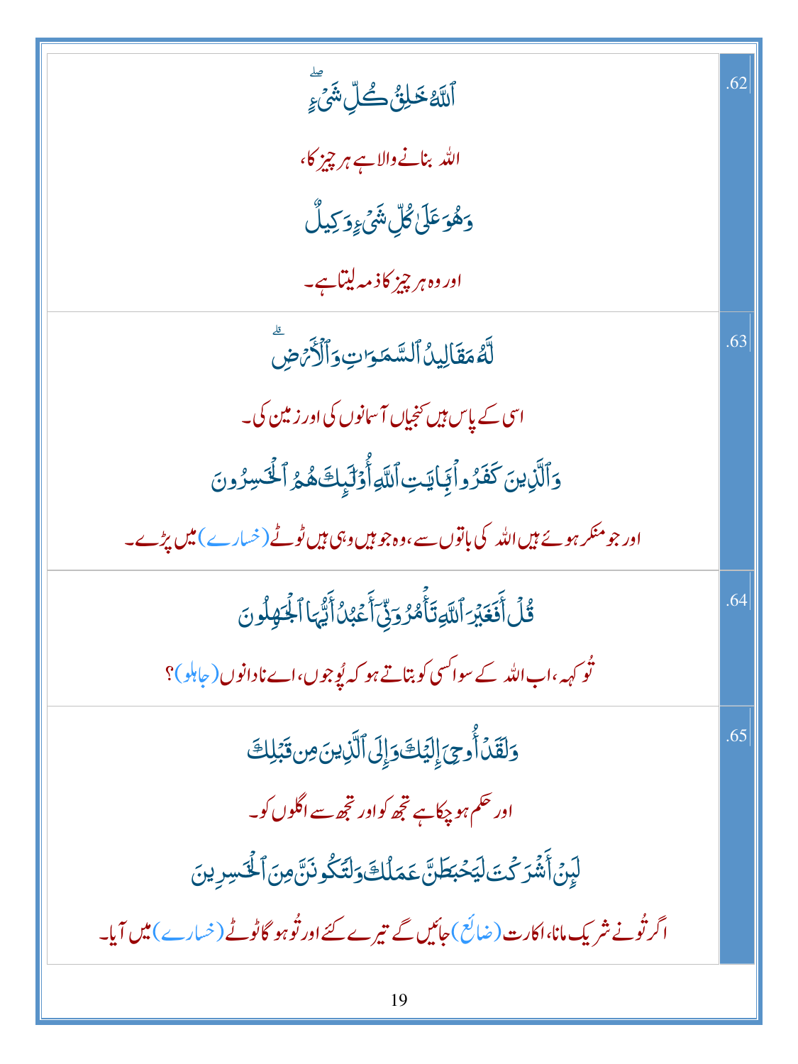| | |
|---|---|
| .62 | ٱللَّهُ خَٰلِقُ كُلِّ شَيْءٍ ۖ<br><br>اللہ بنانے والا ہے ہر چیز کا،<br><br>وَهُوَ عَلَىٰ كُلِّ شَيْءٍ وَكِيلٌ<br><br>اور وہ ہر چیز کا ذمہ لیتا ہے۔ |
| .63 | لَّهُۥ مَقَالِيدُ ٱلسَّمَٰوَٰتِ وَٱلْأَرْضِ ۗ<br><br>اسی کے پاس ہیں کنجیاں آسمانوں کی اور زمین کی۔<br><br>وَٱلَّذِينَ كَفَرُوا۟ بِـَٔايَٰتِ ٱللَّهِ أُو۟لَٰٓئِكَ هُمُ ٱلْخَٰسِرُونَ<br><br>اور جو منکر ہوئے ہیں اللہ کی باتوں سے، وہ جو ہیں وہی ہیں ٹوٹے (خسارے) میں پڑے۔ |
| .64 | قُلْ أَفَغَيْرَ ٱللَّهِ تَأْمُرُوٓنِّىٓ أَعْبُدُ أَيُّهَا ٱلْجَٰهِلُونَ<br><br>تُو کہہ، اب اللہ کے سوا کسی کو بتاتے ہو کہ پُوجوں، اے نادانوں (جاہلو)؟ |
| .65 | وَلَقَدْ أُوحِىَ إِلَيْكَ وَإِلَى ٱلَّذِينَ مِن قَبْلِكَ<br><br>اور حکم ہو چکا ہے تجھ کو اور تجھ سے اگلوں کو۔<br><br>لَئِنْ أَشْرَكْتَ لَيَحْبَطَنَّ عَمَلُكَ وَلَتَكُونَنَّ مِنَ ٱلْخَٰسِرِينَ<br><br>اگر تُو نے شریک مانا، اکارت (ضائع) جائیں گے تیرے کئے اور تُو ہو گا ٹوٹے (خسارے) میں آیا۔ |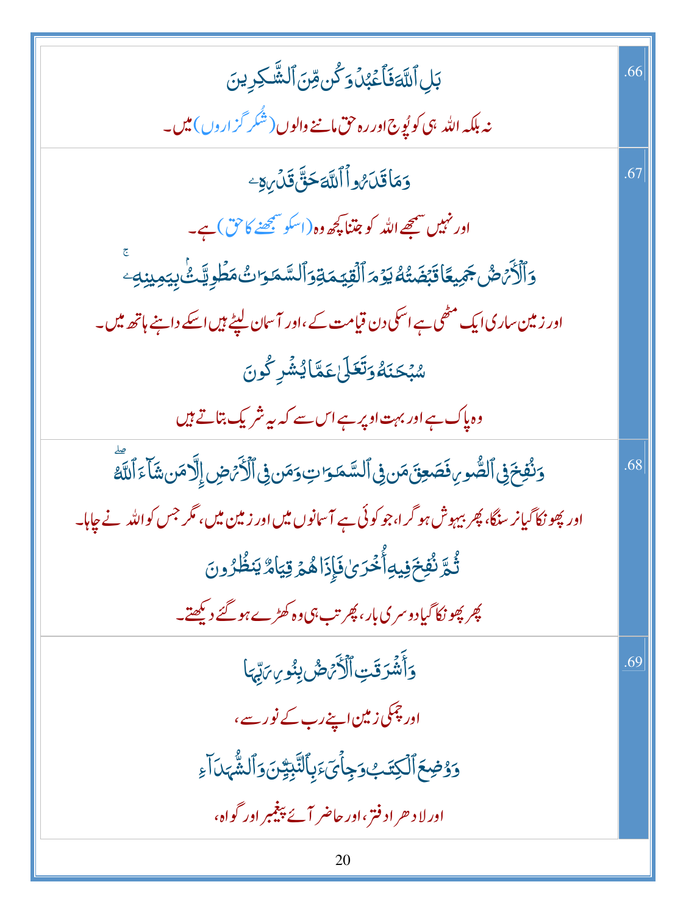| | .66 |
|---|---|
| بَلِ ٱللَّهَ فَٱعْبُدْ وَكُن مِّنَ ٱلشَّٰكِرِينَ<br>نہ بلکہ اللہ ہی کو پُوج اور رہ حق ماننے والوں (شُکر گزاروں) میں۔ | .66 |
| وَمَا قَدَرُوا۟ ٱللَّهَ حَقَّ قَدْرِهِۦ<br>اور نہیں سمجھے اللہ کو جتنا کچھ وہ (اسکو سمجھنے کا حق) ہے۔<br>وَٱلْأَرْضُ جَمِيعًا قَبْضَتُهُۥ يَوْمَ ٱلْقِيَٰمَةِ وَٱلسَّمَٰوَٰتُ مَطْوِيَّٰتٌۢ بِيَمِينِهِۦ<br>اور زمین ساری ایک مٹھی ہے اسکی دن قیامت کے، اور آسمان لپٹے ہیں اسکے داہنے ہاتھ میں۔<br>سُبْحَٰنَهُۥ وَتَعَٰلَىٰ عَمَّا يُشْرِكُونَ<br>وہ پاک ہے اور بہت اوپر ہے اس سے کہ یہ شریک بتاتے ہیں | .67 |
| وَنُفِخَ فِى ٱلصُّورِ فَصَعِقَ مَن فِى ٱلسَّمَٰوَٰتِ وَمَن فِى ٱلْأَرْضِ إِلَّا مَن شَآءَ ٱللَّهُ<br>اور پھونکا گیا نرسنگا، پھر بیہوش ہو گرا، جو کوئی ہے آسمانوں میں اور زمین میں، مگر جس کو اللہ نے چاہا۔<br>ثُمَّ نُفِخَ فِيهِ أُخْرَىٰ فَإِذَا هُمْ قِيَامٌ يَنظُرُونَ<br>پھر پھونکا گیا دوسری بار، پھر تب ہی وہ کھڑے ہو گئے دیکھتے۔ | .68 |
| وَأَشْرَقَتِ ٱلْأَرْضُ بِنُورِ رَبِّهَا<br>اور چمکی زمین اپنے رب کے نور سے،<br>وَوُضِعَ ٱلْكِتَٰبُ وَجِا۟ىٓءَ بِٱلنَّبِيِّۦنَ وَٱلشُّهَدَآءِ<br>اور لا دھرا دفتر، اور حاضر آئے پیغمبر اور گواہ، | .69 |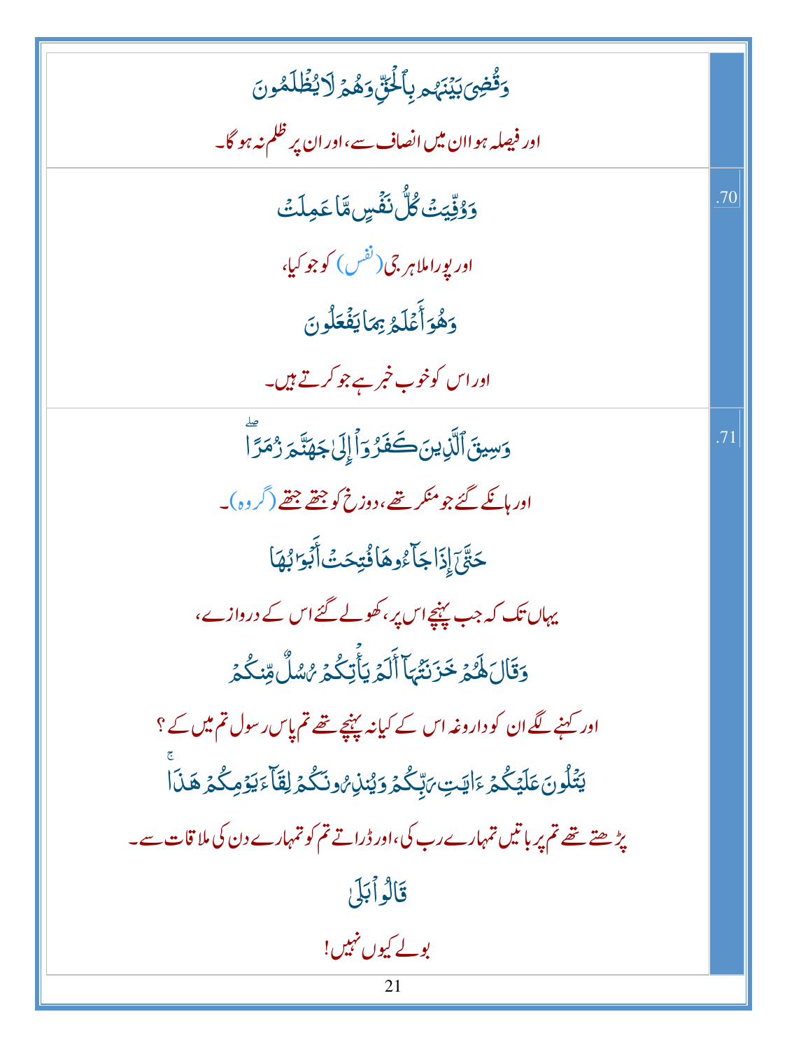| | |
|---|---|
| وَقُضِىَ بَيْنَهُم بِٱلْحَقِّ وَهُمْ لَا يُظْلَمُونَ<br>اور فیصلہ ہوا ان میں انصاف سے، اور ان پر ظلم نہ ہو گا۔ | |
| وَوُفِّيَتْ كُلُّ نَفْسٍ مَّا عَمِلَتْ<br>اور پورا ملا ہر جی (نفس) کو جو کیا،<br>وَهُوَ أَعْلَمُ بِمَا يَفْعَلُونَ<br>اور اس کو خوب خبر ہے جو کرتے ہیں۔ | .70 |
| وَسِيقَ ٱلَّذِينَ كَفَرُوٓا۟ إِلَىٰ جَهَنَّمَ زُمَرًا ۖ<br>اور ہانکے گئے جو منکر تھے، دوزخ کو جتھے جتھے (گروہ)۔<br>حَتَّىٰٓ إِذَا جَآءُوهَا فُتِحَتْ أَبْوَٰبُهَا<br>یہاں تک کہ جب پہنچے اس پر، کھولے گئے اس کے دروازے،<br>وَقَالَ لَهُمْ خَزَنَتُهَآ أَلَمْ يَأْتِكُمْ رُسُلٌ مِّنكُمْ<br>اور کہنے لگے ان کو داروغہ اس کے کیا نہ پہنچے تھے تم پاس رسول تم میں کے؟<br>يَتْلُونَ عَلَيْكُمْ ءَايَٰتِ رَبِّكُمْ وَيُنذِرُونَكُمْ لِقَآءَ يَوْمِكُمْ هَٰذَا ۚ<br>پڑھتے تھے تم پر باتیں تمہارے رب کی، اور ڈراتے تم کو تمہارے دن کی ملاقات سے۔<br>قَالُوا۟ بَلَىٰ<br>بولے کیوں نہیں! | .71 |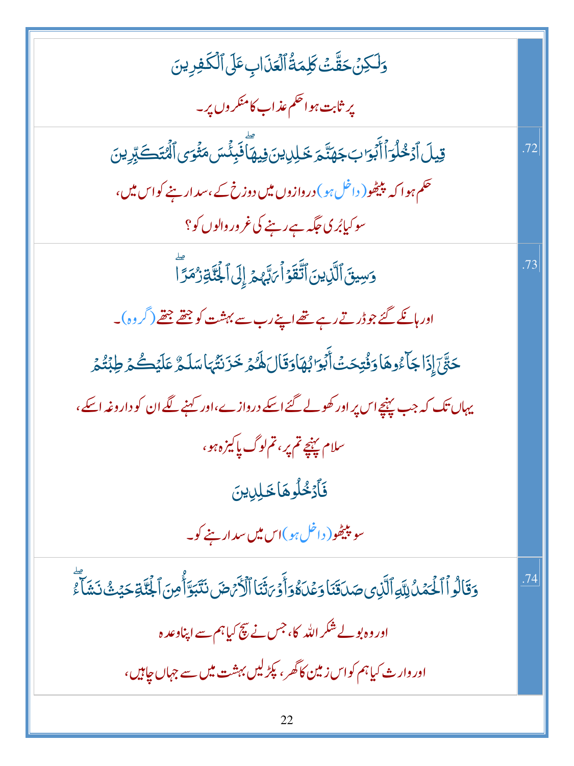| | |
|---|---|
| وَلَـٰكِنْ حَقَّتْ كَلِمَةُ ٱلْعَذَابِ عَلَى ٱلْكَـٰفِرِينَ<br>پر ثابت ہوا حکم عذاب کا منکروں پر۔ | |
| قِيلَ ٱدْخُلُوٓا۟ أَبْوَٰبَ جَهَنَّمَ خَـٰلِدِينَ فِيهَا ۖ فَبِئْسَ مَثْوَى ٱلْمُتَكَبِّرِينَ<br>حکم ہوا کہ پیٹھو (داخل ہو) دروازوں میں دوزخ کے، سدا رہنے کو اس میں،<br>سو کیا بُری جگہ ہے رہنے کی غرور والوں کو؟ | .72 |
| وَسِيقَ ٱلَّذِينَ ٱتَّقَوْا۟ رَبَّهُمْ إِلَى ٱلْجَنَّةِ زُمَرًا ۖ<br>اور ہانکے گئے جو ڈرتے رہے تھے اپنے رب سے بہشت کو جتھے جتھے (گروہ)۔<br>حَتَّىٰٓ إِذَا جَآءُوهَا وَفُتِحَتْ أَبْوَٰبُهَا وَقَالَ لَهُمْ خَزَنَتُهَا سَلَـٰمٌ عَلَيْكُمْ طِبْتُمْ<br>یہاں تک کہ جب پہنچے اس پر اور کھولے گئے اسکے دروازے، اور کہنے لگے ان کو داروغہ اسکے،<br>سلام پہنچے تم پر، تم لوگ پاکیزہ ہو،<br>فَٱدْخُلُوهَا خَـٰلِدِينَ<br>سو پیٹھو (داخل ہو) اس میں سدا رہنے کو۔ | .73 |
| وَقَالُوا۟ ٱلْحَمْدُ لِلَّهِ ٱلَّذِى صَدَقَنَا وَعْدَهُۥ وَأَوْرَثَنَا ٱلْأَرْضَ نَتَبَوَّأُ مِنَ ٱلْجَنَّةِ حَيْثُ نَشَآءُ ۖ<br>اور وہ بولے شکر اللہ کا، جس نے سچ کیا ہم سے اپنا وعدہ<br>اور وارث کیا ہم کو اس زمین کا گھر، پکڑ لیں بہشت میں سے جہاں چاہیں، | .74 |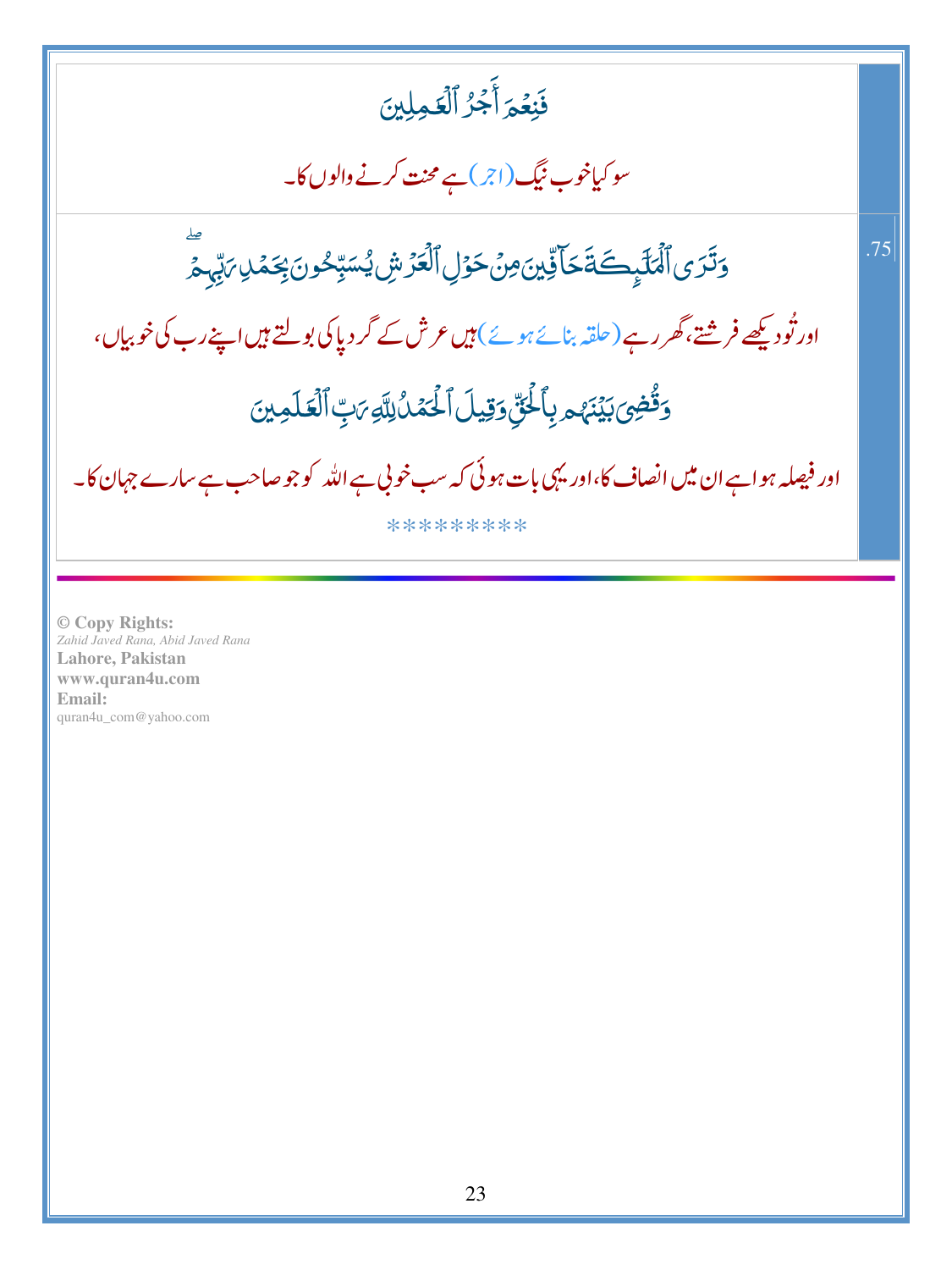فَنِعْمَ أَجْرُ ٱلْعَـٰمِلِينَ

سو کیاخوب نیگ (اجر) ہے محنت کرنے والوں کا۔

.75

وَتَرَى ٱلْمَلَـٰٓئِكَةَ حَآفِّينَ مِنْ حَوْلِ ٱلْعَرْشِ يُسَبِّحُونَ بِحَمْدِ رَبِّهِمْ ۖ

اور تُو دیکھے فرشتے، گھر رہے (حلقہ بنائے ہوئے) ہیں عرش کے گرد پاکی بولتے ہیں اپنے رب کی خوبیاں،

وَقُضِىَ بَيْنَهُم بِٱلْحَقِّ وَقِيلَ ٱلْحَمْدُ لِلَّهِ رَبِّ ٱلْعَـٰلَمِينَ

اور فیصلہ ہوا ہے ان میں انصاف کا، اور یہی بات ہوئی کہ سب خوبی ہے اللہ کو جو صاحب ہے سارے جہان کا۔

*********

**© Copy Rights:**
*Zahid Javed Rana, Abid Javed Rana*
**Lahore, Pakistan**
**www.quran4u.com**
**Email:**
quran4u_com@yahoo.com